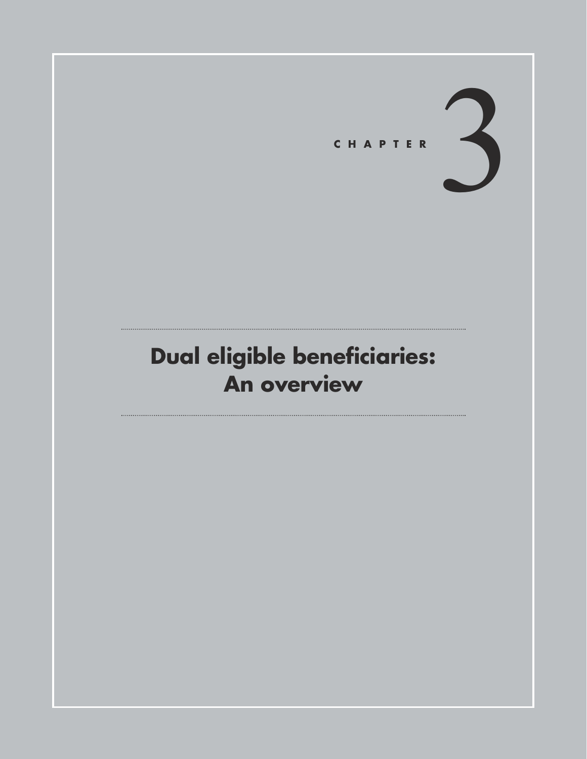CHAPTER 3

# Dual eligible beneficiaries: An overview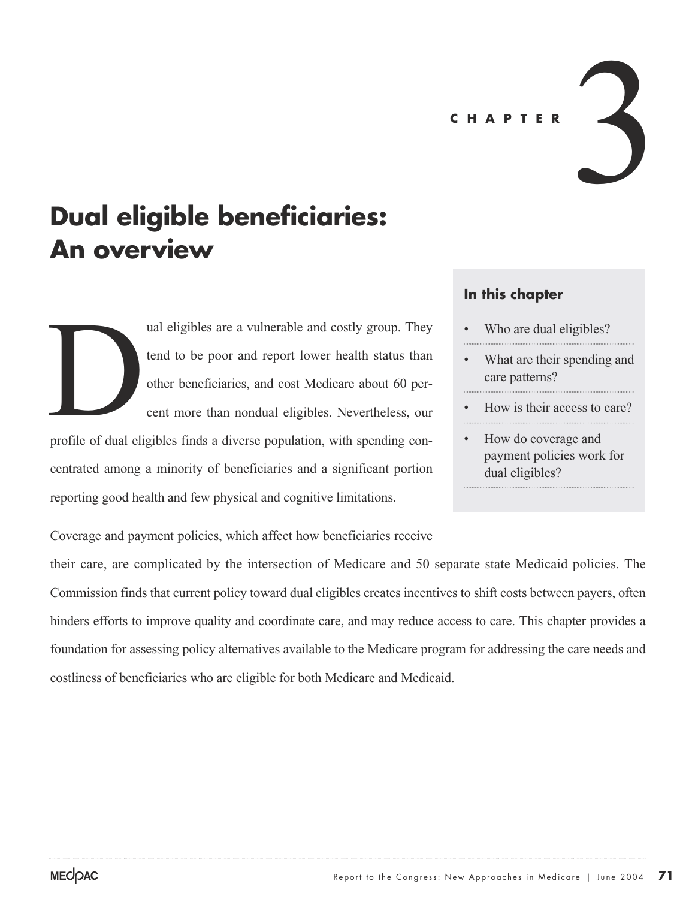# CHAPTER 3

# Dual eligible beneficiaries: An overview

### In this chapter

- Who are dual eligibles?
- What are their spending and care patterns?
- How is their access to care?
- How do coverage and payment policies work for dual eligibles?

Dual eligibles are a vulnerable and costly group. They tend to be poor and report lower health status than other beneficiaries, and cost Medicare about 60 percent more than nondual eligibles. Nevertheless, our profile of dual eligibles finds a diverse population, with spending concentrated among a minority of beneficiaries and a significant portion reporting good health and few physical and cognitive limitations.

Coverage and payment policies, which affect how beneficiaries receive their care, are complicated by the intersection of Medicare and 50 separate state Medicaid policies. The Commission finds that current policy toward dual eligibles creates incentives to shift costs between payers, often hinders efforts to improve quality and coordinate care, and may reduce access to care. This chapter provides a foundation for assessing policy alternatives available to the Medicare program for addressing the care needs and costliness of beneficiaries who are eligible for both Medicare and Medicaid.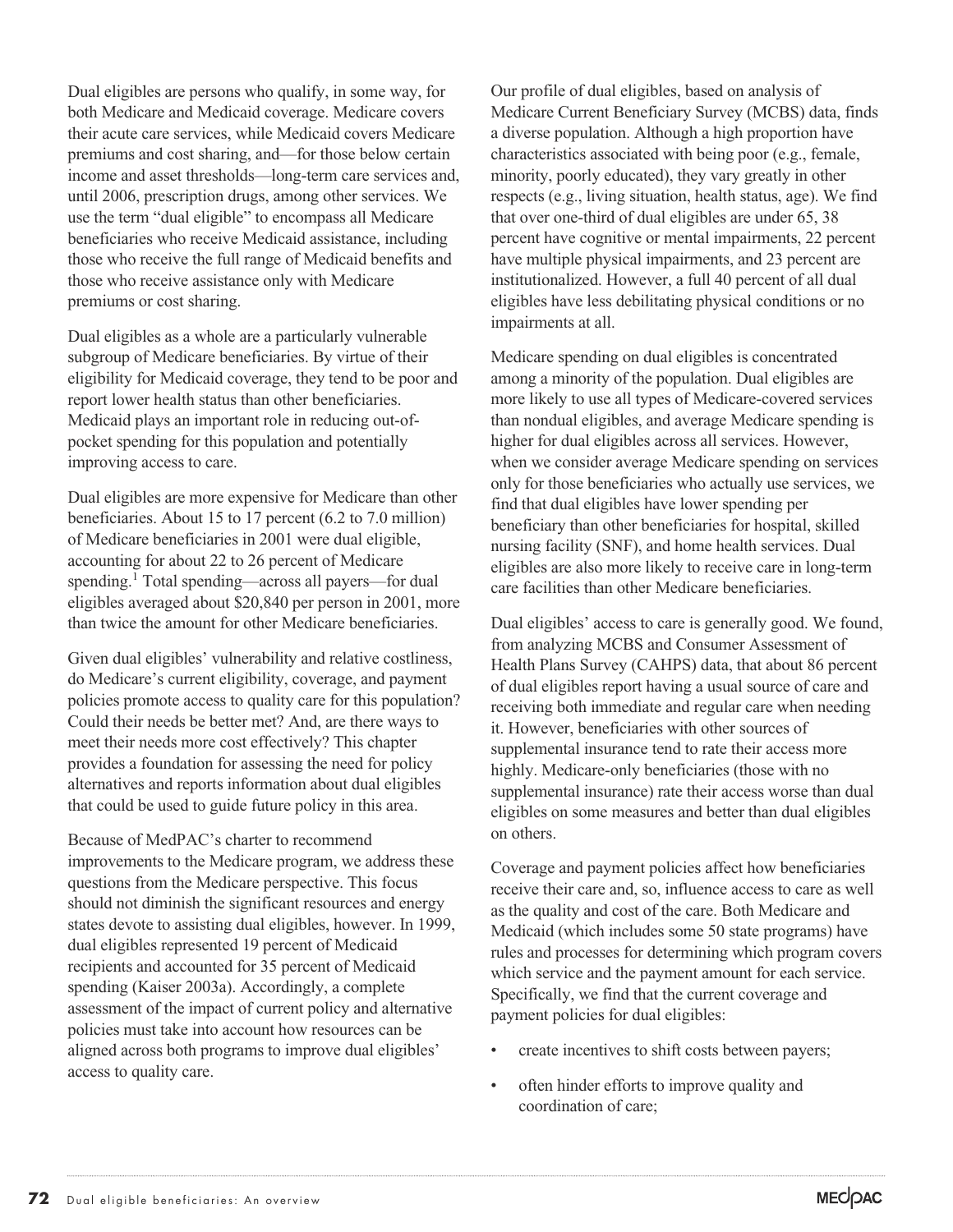Dual eligibles are persons who qualify, in some way, for both Medicare and Medicaid coverage. Medicare covers their acute care services, while Medicaid covers Medicare premiums and cost sharing, and—for those below certain income and asset thresholds—long-term care services and, until 2006, prescription drugs, among other services. We use the term "dual eligible" to encompass all Medicare beneficiaries who receive Medicaid assistance, including those who receive the full range of Medicaid benefits and those who receive assistance only with Medicare premiums or cost sharing.

Dual eligibles as a whole are a particularly vulnerable subgroup of Medicare beneficiaries. By virtue of their eligibility for Medicaid coverage, they tend to be poor and report lower health status than other beneficiaries. Medicaid plays an important role in reducing out-of-pocket spending for this population and potentially improving access to care.

Dual eligibles are more expensive for Medicare than other beneficiaries. About 15 to 17 percent (6.2 to 7.0 million) of Medicare beneficiaries in 2001 were dual eligible, accounting for about 22 to 26 percent of Medicare spending.[1] Total spending—across all payers—for dual eligibles averaged about $20,840 per person in 2001, more than twice the amount for other Medicare beneficiaries.

Given dual eligibles' vulnerability and relative costliness, do Medicare's current eligibility, coverage, and payment policies promote access to quality care for this population? Could their needs be better met? And, are there ways to meet their needs more cost effectively? This chapter provides a foundation for assessing the need for policy alternatives and reports information about dual eligibles that could be used to guide future policy in this area.

Because of MedPAC's charter to recommend improvements to the Medicare program, we address these questions from the Medicare perspective. This focus should not diminish the significant resources and energy states devote to assisting dual eligibles, however. In 1999, dual eligibles represented 19 percent of Medicaid recipients and accounted for 35 percent of Medicaid spending (Kaiser 2003a). Accordingly, a complete assessment of the impact of current policy and alternative policies must take into account how resources can be aligned across both programs to improve dual eligibles' access to quality care.

Our profile of dual eligibles, based on analysis of Medicare Current Beneficiary Survey (MCBS) data, finds a diverse population. Although a high proportion have characteristics associated with being poor (e.g., female, minority, poorly educated), they vary greatly in other respects (e.g., living situation, health status, age). We find that over one-third of dual eligibles are under 65, 38 percent have cognitive or mental impairments, 22 percent have multiple physical impairments, and 23 percent are institutionalized. However, a full 40 percent of all dual eligibles have less debilitating physical conditions or no impairments at all.

Medicare spending on dual eligibles is concentrated among a minority of the population. Dual eligibles are more likely to use all types of Medicare-covered services than nondual eligibles, and average Medicare spending is higher for dual eligibles across all services. However, when we consider average Medicare spending on services only for those beneficiaries who actually use services, we find that dual eligibles have lower spending per beneficiary than other beneficiaries for hospital, skilled nursing facility (SNF), and home health services. Dual eligibles are also more likely to receive care in long-term care facilities than other Medicare beneficiaries.

Dual eligibles' access to care is generally good. We found, from analyzing MCBS and Consumer Assessment of Health Plans Survey (CAHPS) data, that about 86 percent of dual eligibles report having a usual source of care and receiving both immediate and regular care when needing it. However, beneficiaries with other sources of supplemental insurance tend to rate their access more highly. Medicare-only beneficiaries (those with no supplemental insurance) rate their access worse than dual eligibles on some measures and better than dual eligibles on others.

Coverage and payment policies affect how beneficiaries receive their care and, so, influence access to care as well as the quality and cost of the care. Both Medicare and Medicaid (which includes some 50 state programs) have rules and processes for determining which program covers which service and the payment amount for each service. Specifically, we find that the current coverage and payment policies for dual eligibles:

- create incentives to shift costs between payers;
- often hinder efforts to improve quality and coordination of care;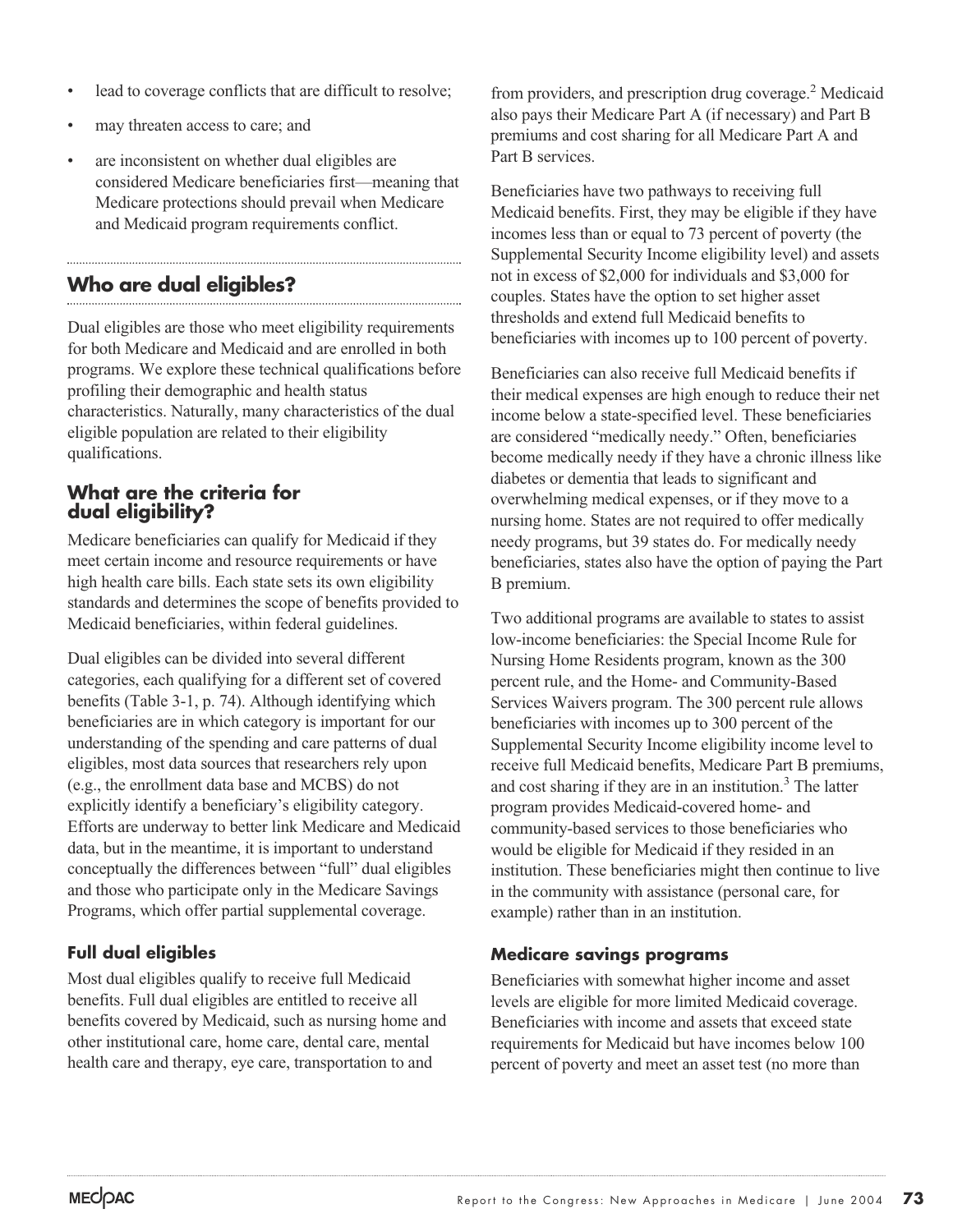- lead to coverage conflicts that are difficult to resolve;
- may threaten access to care; and
- are inconsistent on whether dual eligibles are considered Medicare beneficiaries first—meaning that Medicare protections should prevail when Medicare and Medicaid program requirements conflict.

## Who are dual eligibles?

Dual eligibles are those who meet eligibility requirements for both Medicare and Medicaid and are enrolled in both programs. We explore these technical qualifications before profiling their demographic and health status characteristics. Naturally, many characteristics of the dual eligible population are related to their eligibility qualifications.

### What are the criteria for dual eligibility?

Medicare beneficiaries can qualify for Medicaid if they meet certain income and resource requirements or have high health care bills. Each state sets its own eligibility standards and determines the scope of benefits provided to Medicaid beneficiaries, within federal guidelines.

Dual eligibles can be divided into several different categories, each qualifying for a different set of covered benefits (Table 3-1, p. 74). Although identifying which beneficiaries are in which category is important for our understanding of the spending and care patterns of dual eligibles, most data sources that researchers rely upon (e.g., the enrollment data base and MCBS) do not explicitly identify a beneficiary's eligibility category. Efforts are underway to better link Medicare and Medicaid data, but in the meantime, it is important to understand conceptually the differences between "full" dual eligibles and those who participate only in the Medicare Savings Programs, which offer partial supplemental coverage.

#### Full dual eligibles

Most dual eligibles qualify to receive full Medicaid benefits. Full dual eligibles are entitled to receive all benefits covered by Medicaid, such as nursing home and other institutional care, home care, dental care, mental health care and therapy, eye care, transportation to and from providers, and prescription drug coverage.[2] Medicaid also pays their Medicare Part A (if necessary) and Part B premiums and cost sharing for all Medicare Part A and Part B services.

Beneficiaries have two pathways to receiving full Medicaid benefits. First, they may be eligible if they have incomes less than or equal to 73 percent of poverty (the Supplemental Security Income eligibility level) and assets not in excess of $2,000 for individuals and $3,000 for couples. States have the option to set higher asset thresholds and extend full Medicaid benefits to beneficiaries with incomes up to 100 percent of poverty.

Beneficiaries can also receive full Medicaid benefits if their medical expenses are high enough to reduce their net income below a state-specified level. These beneficiaries are considered "medically needy." Often, beneficiaries become medically needy if they have a chronic illness like diabetes or dementia that leads to significant and overwhelming medical expenses, or if they move to a nursing home. States are not required to offer medically needy programs, but 39 states do. For medically needy beneficiaries, states also have the option of paying the Part B premium.

Two additional programs are available to states to assist low-income beneficiaries: the Special Income Rule for Nursing Home Residents program, known as the 300 percent rule, and the Home- and Community-Based Services Waivers program. The 300 percent rule allows beneficiaries with incomes up to 300 percent of the Supplemental Security Income eligibility income level to receive full Medicaid benefits, Medicare Part B premiums, and cost sharing if they are in an institution.[3] The latter program provides Medicaid-covered home- and community-based services to those beneficiaries who would be eligible for Medicaid if they resided in an institution. These beneficiaries might then continue to live in the community with assistance (personal care, for example) rather than in an institution.

#### Medicare savings programs

Beneficiaries with somewhat higher income and asset levels are eligible for more limited Medicaid coverage. Beneficiaries with income and assets that exceed state requirements for Medicaid but have incomes below 100 percent of poverty and meet an asset test (no more than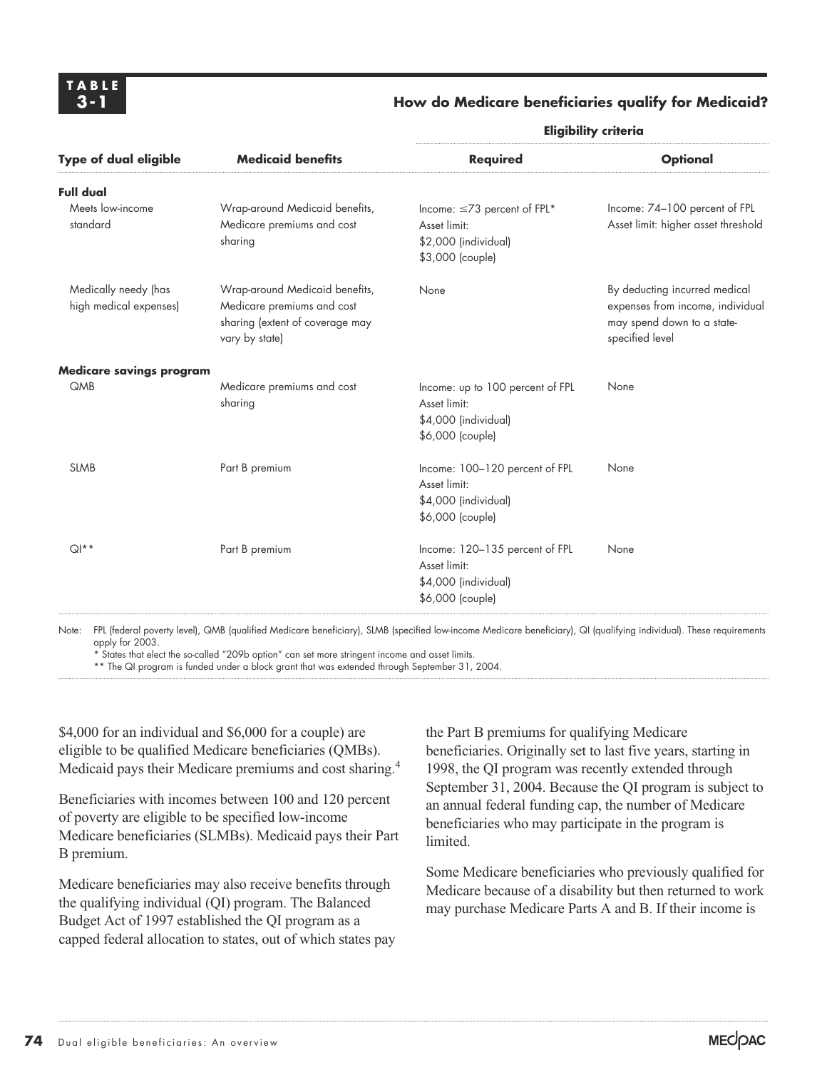**TABLE 3-1**

**How do Medicare beneficiaries qualify for Medicaid?**

| Type of dual eligible | Medicaid benefits | Eligibility criteria: Required | Eligibility criteria: Optional |
|---|---|---|---|
| **Full dual** | | | |
| Meets low-income standard | Wrap-around Medicaid benefits, Medicare premiums and cost sharing | Income: ≤73 percent of FPL* Asset limit: $2,000 (individual) $3,000 (couple) | Income: 74–100 percent of FPL Asset limit: higher asset threshold |
| Medically needy (has high medical expenses) | Wrap-around Medicaid benefits, Medicare premiums and cost sharing (extent of coverage may vary by state) | None | By deducting incurred medical expenses from income, individual may spend down to a state-specified level |
| **Medicare savings program** | | | |
| QMB | Medicare premiums and cost sharing | Income: up to 100 percent of FPL Asset limit: $4,000 (individual) $6,000 (couple) | None |
| SLMB | Part B premium | Income: 100–120 percent of FPL Asset limit: $4,000 (individual) $6,000 (couple) | None |
| QI** | Part B premium | Income: 120–135 percent of FPL Asset limit: $4,000 (individual) $6,000 (couple) | None |

Note: FPL (federal poverty level), QMB (qualified Medicare beneficiary), SLMB (specified low-income Medicare beneficiary), QI (qualifying individual). These requirements apply for 2003.
* States that elect the so-called "209b option" can set more stringent income and asset limits.
** The QI program is funded under a block grant that was extended through September 31, 2004.

$4,000 for an individual and $6,000 for a couple) are eligible to be qualified Medicare beneficiaries (QMBs). Medicaid pays their Medicare premiums and cost sharing.[4]

Beneficiaries with incomes between 100 and 120 percent of poverty are eligible to be specified low-income Medicare beneficiaries (SLMBs). Medicaid pays their Part B premium.

Medicare beneficiaries may also receive benefits through the qualifying individual (QI) program. The Balanced Budget Act of 1997 established the QI program as a capped federal allocation to states, out of which states pay the Part B premiums for qualifying Medicare beneficiaries. Originally set to last five years, starting in 1998, the QI program was recently extended through September 31, 2004. Because the QI program is subject to an annual federal funding cap, the number of Medicare beneficiaries who may participate in the program is limited.

Some Medicare beneficiaries who previously qualified for Medicare because of a disability but then returned to work may purchase Medicare Parts A and B. If their income is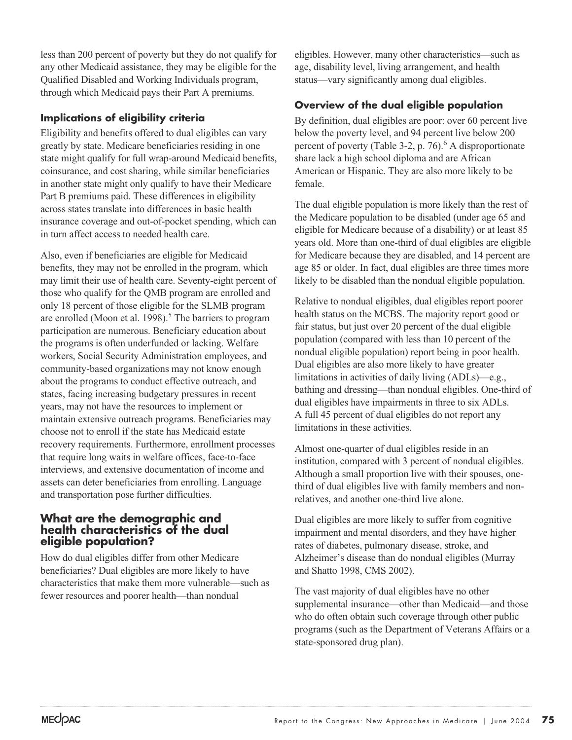less than 200 percent of poverty but they do not qualify for any other Medicaid assistance, they may be eligible for the Qualified Disabled and Working Individuals program, through which Medicaid pays their Part A premiums.

### Implications of eligibility criteria

Eligibility and benefits offered to dual eligibles can vary greatly by state. Medicare beneficiaries residing in one state might qualify for full wrap-around Medicaid benefits, coinsurance, and cost sharing, while similar beneficiaries in another state might only qualify to have their Medicare Part B premiums paid. These differences in eligibility across states translate into differences in basic health insurance coverage and out-of-pocket spending, which can in turn affect access to needed health care.

Also, even if beneficiaries are eligible for Medicaid benefits, they may not be enrolled in the program, which may limit their use of health care. Seventy-eight percent of those who qualify for the QMB program are enrolled and only 18 percent of those eligible for the SLMB program are enrolled (Moon et al. 1998).[5] The barriers to program participation are numerous. Beneficiary education about the programs is often underfunded or lacking. Welfare workers, Social Security Administration employees, and community-based organizations may not know enough about the programs to conduct effective outreach, and states, facing increasing budgetary pressures in recent years, may not have the resources to implement or maintain extensive outreach programs. Beneficiaries may choose not to enroll if the state has Medicaid estate recovery requirements. Furthermore, enrollment processes that require long waits in welfare offices, face-to-face interviews, and extensive documentation of income and assets can deter beneficiaries from enrolling. Language and transportation pose further difficulties.

## What are the demographic and health characteristics of the dual eligible population?

How do dual eligibles differ from other Medicare beneficiaries? Dual eligibles are more likely to have characteristics that make them more vulnerable—such as fewer resources and poorer health—than nondual eligibles. However, many other characteristics—such as age, disability level, living arrangement, and health status—vary significantly among dual eligibles.

### Overview of the dual eligible population

By definition, dual eligibles are poor: over 60 percent live below the poverty level, and 94 percent live below 200 percent of poverty (Table 3-2, p. 76).[6] A disproportionate share lack a high school diploma and are African American or Hispanic. They are also more likely to be female.

The dual eligible population is more likely than the rest of the Medicare population to be disabled (under age 65 and eligible for Medicare because of a disability) or at least 85 years old. More than one-third of dual eligibles are eligible for Medicare because they are disabled, and 14 percent are age 85 or older. In fact, dual eligibles are three times more likely to be disabled than the nondual eligible population.

Relative to nondual eligibles, dual eligibles report poorer health status on the MCBS. The majority report good or fair status, but just over 20 percent of the dual eligible population (compared with less than 10 percent of the nondual eligible population) report being in poor health. Dual eligibles are also more likely to have greater limitations in activities of daily living (ADLs)—e.g., bathing and dressing—than nondual eligibles. One-third of dual eligibles have impairments in three to six ADLs. A full 45 percent of dual eligibles do not report any limitations in these activities.

Almost one-quarter of dual eligibles reside in an institution, compared with 3 percent of nondual eligibles. Although a small proportion live with their spouses, one-third of dual eligibles live with family members and non-relatives, and another one-third live alone.

Dual eligibles are more likely to suffer from cognitive impairment and mental disorders, and they have higher rates of diabetes, pulmonary disease, stroke, and Alzheimer's disease than do nondual eligibles (Murray and Shatto 1998, CMS 2002).

The vast majority of dual eligibles have no other supplemental insurance—other than Medicaid—and those who do often obtain such coverage through other public programs (such as the Department of Veterans Affairs or a state-sponsored drug plan).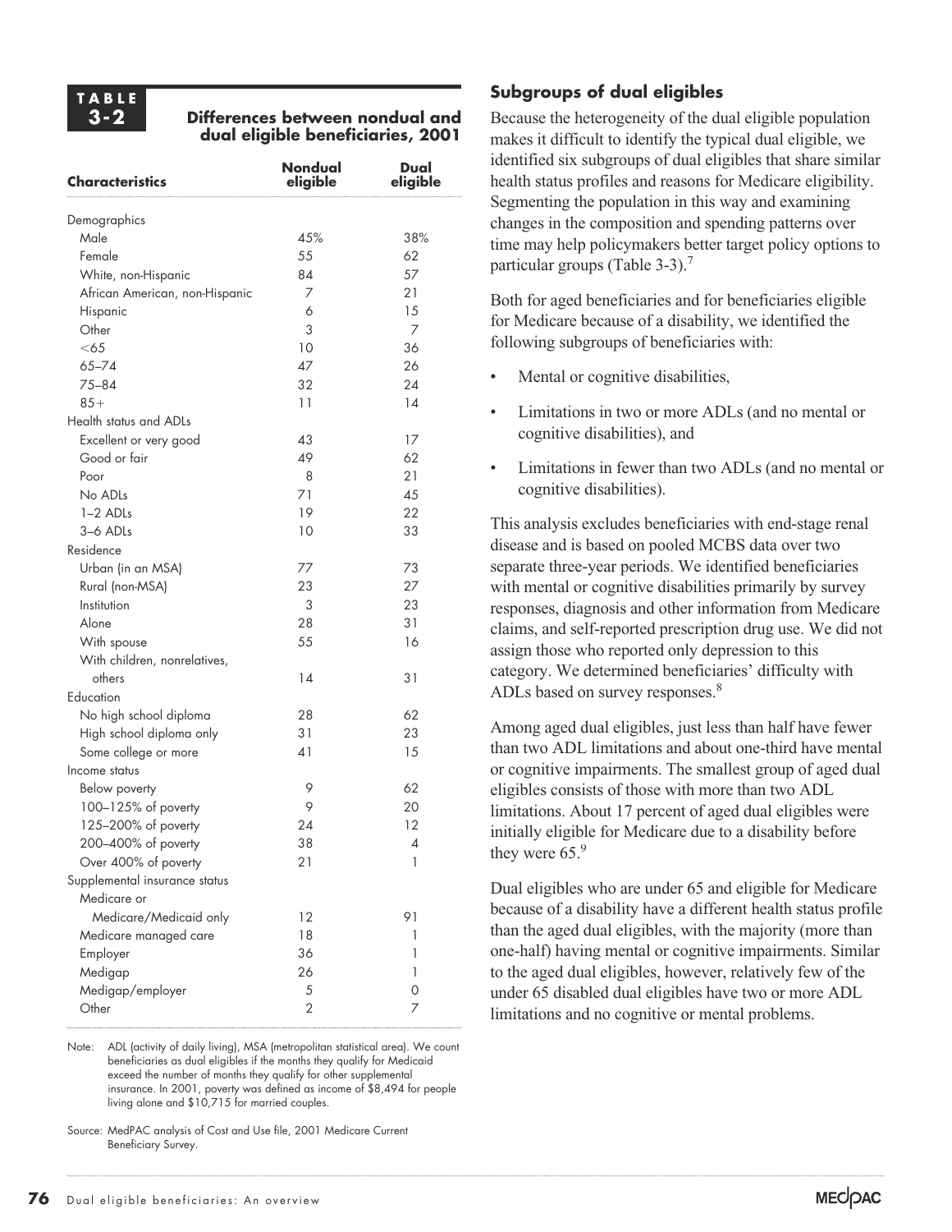**TABLE 3-2**

**Differences between nondual and dual eligible beneficiaries, 2001**

| Characteristics | Nondual eligible | Dual eligible |
|---|---|---|
| Demographics | | |
| Male | 45% | 38% |
| Female | 55 | 62 |
| White, non-Hispanic | 84 | 57 |
| African American, non-Hispanic | 7 | 21 |
| Hispanic | 6 | 15 |
| Other | 3 | 7 |
| <65 | 10 | 36 |
| 65–74 | 47 | 26 |
| 75–84 | 32 | 24 |
| 85+ | 11 | 14 |
| Health status and ADLs | | |
| Excellent or very good | 43 | 17 |
| Good or fair | 49 | 62 |
| Poor | 8 | 21 |
| No ADLs | 71 | 45 |
| 1–2 ADLs | 19 | 22 |
| 3–6 ADLs | 10 | 33 |
| Residence | | |
| Urban (in an MSA) | 77 | 73 |
| Rural (non-MSA) | 23 | 27 |
| Institution | 3 | 23 |
| Alone | 28 | 31 |
| With spouse | 55 | 16 |
| With children, nonrelatives, others | 14 | 31 |
| Education | | |
| No high school diploma | 28 | 62 |
| High school diploma only | 31 | 23 |
| Some college or more | 41 | 15 |
| Income status | | |
| Below poverty | 9 | 62 |
| 100–125% of poverty | 9 | 20 |
| 125–200% of poverty | 24 | 12 |
| 200–400% of poverty | 38 | 4 |
| Over 400% of poverty | 21 | 1 |
| Supplemental insurance status | | |
| Medicare or Medicare/Medicaid only | 12 | 91 |
| Medicare managed care | 18 | 1 |
| Employer | 36 | 1 |
| Medigap | 26 | 1 |
| Medigap/employer | 5 | 0 |
| Other | 2 | 7 |

Note: ADL (activity of daily living), MSA (metropolitan statistical area). We count beneficiaries as dual eligibles if the months they qualify for Medicaid exceed the number of months they qualify for other supplemental insurance. In 2001, poverty was defined as income of $8,494 for people living alone and $10,715 for married couples.

Source: MedPAC analysis of Cost and Use file, 2001 Medicare Current Beneficiary Survey.

## Subgroups of dual eligibles

Because the heterogeneity of the dual eligible population makes it difficult to identify the typical dual eligible, we identified six subgroups of dual eligibles that share similar health status profiles and reasons for Medicare eligibility. Segmenting the population in this way and examining changes in the composition and spending patterns over time may help policymakers better target policy options to particular groups (Table 3-3).[7]

Both for aged beneficiaries and for beneficiaries eligible for Medicare because of a disability, we identified the following subgroups of beneficiaries with:

- Mental or cognitive disabilities,
- Limitations in two or more ADLs (and no mental or cognitive disabilities), and
- Limitations in fewer than two ADLs (and no mental or cognitive disabilities).

This analysis excludes beneficiaries with end-stage renal disease and is based on pooled MCBS data over two separate three-year periods. We identified beneficiaries with mental or cognitive disabilities primarily by survey responses, diagnosis and other information from Medicare claims, and self-reported prescription drug use. We did not assign those who reported only depression to this category. We determined beneficiaries' difficulty with ADLs based on survey responses.[8]

Among aged dual eligibles, just less than half have fewer than two ADL limitations and about one-third have mental or cognitive impairments. The smallest group of aged dual eligibles consists of those with more than two ADL limitations. About 17 percent of aged dual eligibles were initially eligible for Medicare due to a disability before they were 65.[9]

Dual eligibles who are under 65 and eligible for Medicare because of a disability have a different health status profile than the aged dual eligibles, with the majority (more than one-half) having mental or cognitive impairments. Similar to the aged dual eligibles, however, relatively few of the under 65 disabled dual eligibles have two or more ADL limitations and no cognitive or mental problems.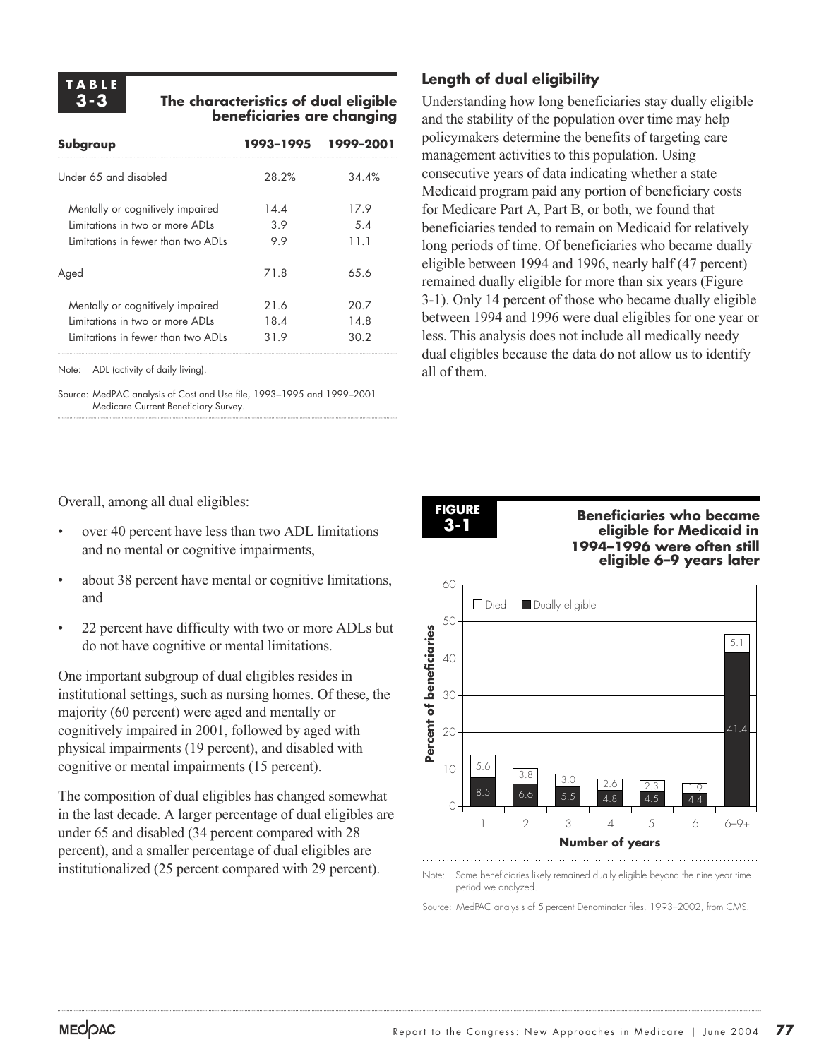**TABLE 3-3**

**The characteristics of dual eligible beneficiaries are changing**

| Subgroup | 1993–1995 | 1999–2001 |
|---|---|---|
| Under 65 and disabled | 28.2% | 34.4% |
| Mentally or cognitively impaired | 14.4 | 17.9 |
| Limitations in two or more ADLs | 3.9 | 5.4 |
| Limitations in fewer than two ADLs | 9.9 | 11.1 |
| Aged | 71.8 | 65.6 |
| Mentally or cognitively impaired | 21.6 | 20.7 |
| Limitations in two or more ADLs | 18.4 | 14.8 |
| Limitations in fewer than two ADLs | 31.9 | 30.2 |

Note: ADL (activity of daily living).

Source: MedPAC analysis of Cost and Use file, 1993–1995 and 1999–2001 Medicare Current Beneficiary Survey.

Overall, among all dual eligibles:

- over 40 percent have less than two ADL limitations and no mental or cognitive impairments,
- about 38 percent have mental or cognitive limitations, and
- 22 percent have difficulty with two or more ADLs but do not have cognitive or mental limitations.

One important subgroup of dual eligibles resides in institutional settings, such as nursing homes. Of these, the majority (60 percent) were aged and mentally or cognitively impaired in 2001, followed by aged with physical impairments (19 percent), and disabled with cognitive or mental impairments (15 percent).

The composition of dual eligibles has changed somewhat in the last decade. A larger percentage of dual eligibles are under 65 and disabled (34 percent compared with 28 percent), and a smaller percentage of dual eligibles are institutionalized (25 percent compared with 29 percent).

### Length of dual eligibility

Understanding how long beneficiaries stay dually eligible and the stability of the population over time may help policymakers determine the benefits of targeting care management activities to this population. Using consecutive years of data indicating whether a state Medicaid program paid any portion of beneficiary costs for Medicare Part A, Part B, or both, we found that beneficiaries tended to remain on Medicaid for relatively long periods of time. Of beneficiaries who became dually eligible between 1994 and 1996, nearly half (47 percent) remained dually eligible for more than six years (Figure 3-1). Only 14 percent of those who became dually eligible between 1994 and 1996 were dual eligibles for one year or less. This analysis does not include all medically needy dual eligibles because the data do not allow us to identify all of them.

**FIGURE 3-1**

**Beneficiaries who became eligible for Medicaid in 1994–1996 were often still eligible 6–9 years later**

| Number of years | Dually eligible | Died |
|---|---|---|
| 1 | 8.5 | 5.6 |
| 2 | 6.6 | 3.8 |
| 3 | 5.5 | 3.0 |
| 4 | 4.8 | 2.6 |
| 5 | 4.5 | 2.3 |
| 6 | 4.4 | 1.9 |
| 6–9+ | 41.4 | 5.1 |

Note: Some beneficiaries likely remained dually eligible beyond the nine year time period we analyzed.

Source: MedPAC analysis of 5 percent Denominator files, 1993–2002, from CMS.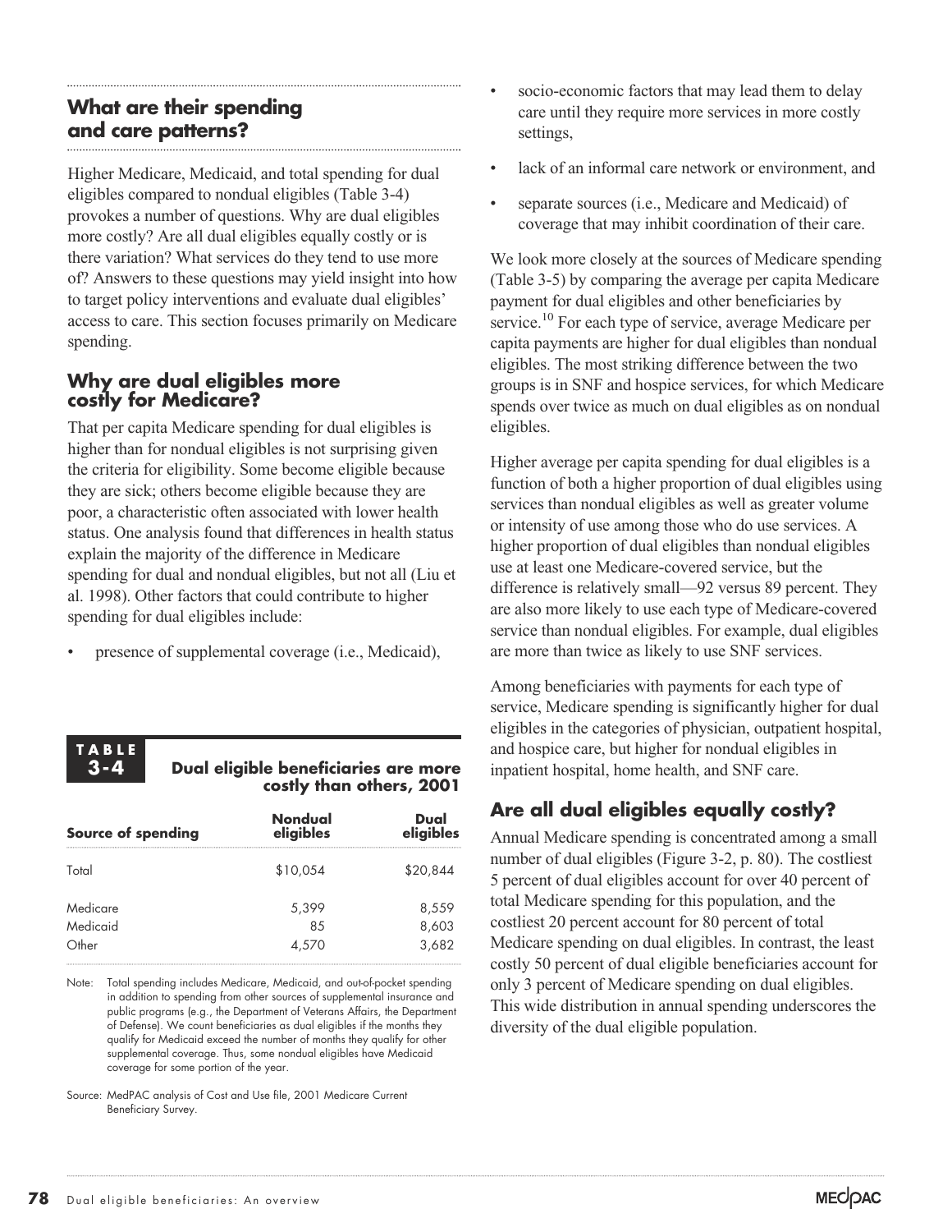## What are their spending and care patterns?

Higher Medicare, Medicaid, and total spending for dual eligibles compared to nondual eligibles (Table 3-4) provokes a number of questions. Why are dual eligibles more costly? Are all dual eligibles equally costly or is there variation? What services do they tend to use more of? Answers to these questions may yield insight into how to target policy interventions and evaluate dual eligibles' access to care. This section focuses primarily on Medicare spending.

### Why are dual eligibles more costly for Medicare?

That per capita Medicare spending for dual eligibles is higher than for nondual eligibles is not surprising given the criteria for eligibility. Some become eligible because they are sick; others become eligible because they are poor, a characteristic often associated with lower health status. One analysis found that differences in health status explain the majority of the difference in Medicare spending for dual and nondual eligibles, but not all (Liu et al. 1998). Other factors that could contribute to higher spending for dual eligibles include:

- presence of supplemental coverage (i.e., Medicaid),
- socio-economic factors that may lead them to delay care until they require more services in more costly settings,
- lack of an informal care network or environment, and
- separate sources (i.e., Medicare and Medicaid) of coverage that may inhibit coordination of their care.

We look more closely at the sources of Medicare spending (Table 3-5) by comparing the average per capita Medicare payment for dual eligibles and other beneficiaries by service.[10] For each type of service, average Medicare per capita payments are higher for dual eligibles than nondual eligibles. The most striking difference between the two groups is in SNF and hospice services, for which Medicare spends over twice as much on dual eligibles as on nondual eligibles.

Higher average per capita spending for dual eligibles is a function of both a higher proportion of dual eligibles using services than nondual eligibles as well as greater volume or intensity of use among those who do use services. A higher proportion of dual eligibles than nondual eligibles use at least one Medicare-covered service, but the difference is relatively small—92 versus 89 percent. They are also more likely to use each type of Medicare-covered service than nondual eligibles. For example, dual eligibles are more than twice as likely to use SNF services.

Among beneficiaries with payments for each type of service, Medicare spending is significantly higher for dual eligibles in the categories of physician, outpatient hospital, and hospice care, but higher for nondual eligibles in inpatient hospital, home health, and SNF care.

**TABLE 3-4 Dual eligible beneficiaries are more costly than others, 2001**

| Source of spending | Nondual eligibles | Dual eligibles |
|---|---|---|
| Total | $10,054 | $20,844 |
| Medicare | 5,399 | 8,559 |
| Medicaid | 85 | 8,603 |
| Other | 4,570 | 3,682 |

Note: Total spending includes Medicare, Medicaid, and out-of-pocket spending in addition to spending from other sources of supplemental insurance and public programs (e.g., the Department of Veterans Affairs, the Department of Defense). We count beneficiaries as dual eligibles if the months they qualify for Medicaid exceed the number of months they qualify for other supplemental coverage. Thus, some nondual eligibles have Medicaid coverage for some portion of the year.

Source: MedPAC analysis of Cost and Use file, 2001 Medicare Current Beneficiary Survey.

## Are all dual eligibles equally costly?

Annual Medicare spending is concentrated among a small number of dual eligibles (Figure 3-2, p. 80). The costliest 5 percent of dual eligibles account for over 40 percent of total Medicare spending for this population, and the costliest 20 percent account for 80 percent of total Medicare spending on dual eligibles. In contrast, the least costly 50 percent of dual eligible beneficiaries account for only 3 percent of Medicare spending on dual eligibles. This wide distribution in annual spending underscores the diversity of the dual eligible population.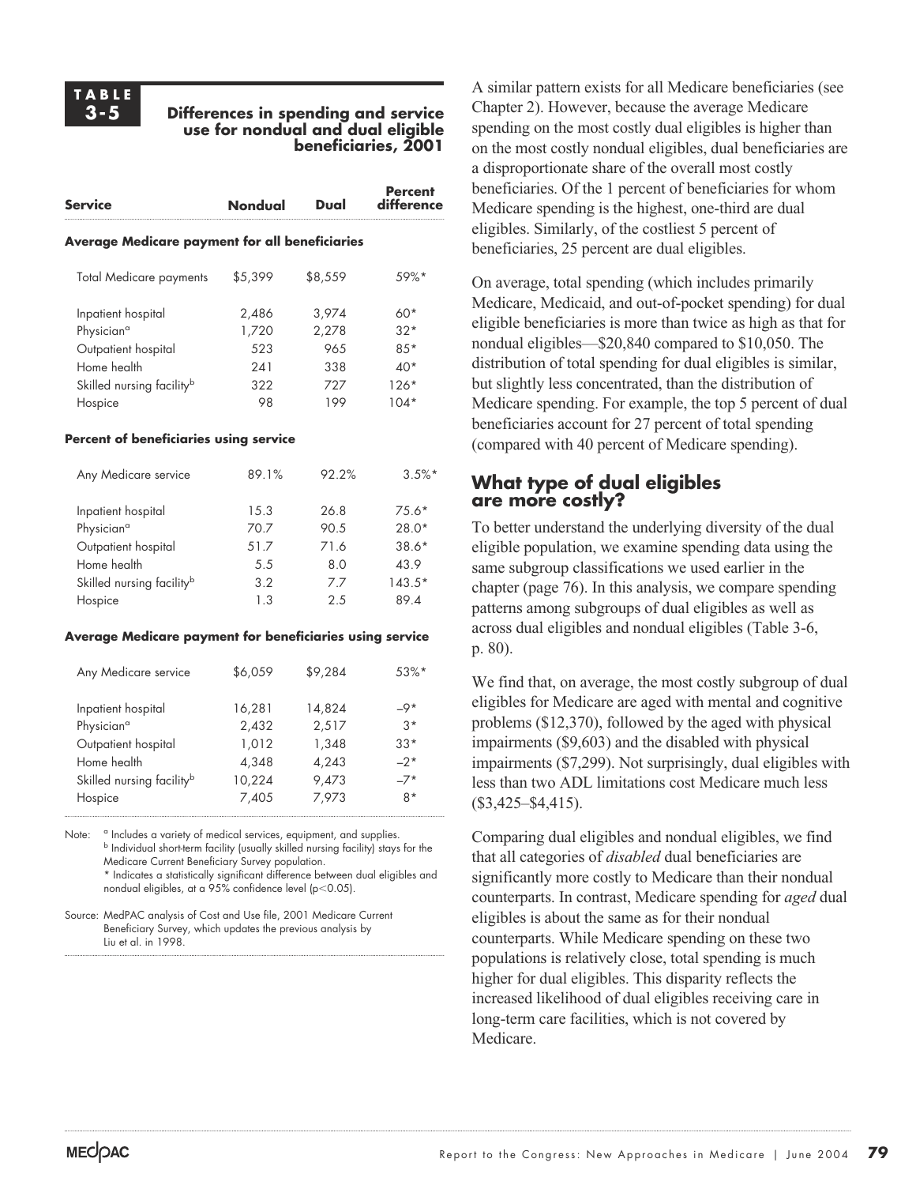**TABLE 3-5**

**Differences in spending and service use for nondual and dual eligible beneficiaries, 2001**

| Service | Nondual | Dual | Percent difference |
|---|---|---|---|
| **Average Medicare payment for all beneficiaries** | | | |
| Total Medicare payments | $5,399 | $8,559 | 59%* |
| Inpatient hospital | 2,486 | 3,974 | 60* |
| Physician[a] | 1,720 | 2,278 | 32* |
| Outpatient hospital | 523 | 965 | 85* |
| Home health | 241 | 338 | 40* |
| Skilled nursing facility[b] | 322 | 727 | 126* |
| Hospice | 98 | 199 | 104* |
| **Percent of beneficiaries using service** | | | |
| Any Medicare service | 89.1% | 92.2% | 3.5%* |
| Inpatient hospital | 15.3 | 26.8 | 75.6* |
| Physician[a] | 70.7 | 90.5 | 28.0* |
| Outpatient hospital | 51.7 | 71.6 | 38.6* |
| Home health | 5.5 | 8.0 | 43.9 |
| Skilled nursing facility[b] | 3.2 | 7.7 | 143.5* |
| Hospice | 1.3 | 2.5 | 89.4 |
| **Average Medicare payment for beneficiaries using service** | | | |
| Any Medicare service | $6,059 | $9,284 | 53%* |
| Inpatient hospital | 16,281 | 14,824 | –9* |
| Physician[a] | 2,432 | 2,517 | 3* |
| Outpatient hospital | 1,012 | 1,348 | 33* |
| Home health | 4,348 | 4,243 | –2* |
| Skilled nursing facility[b] | 10,224 | 9,473 | –7* |
| Hospice | 7,405 | 7,973 | 8* |

Note: [a] Includes a variety of medical services, equipment, and supplies.
[b] Individual short-term facility (usually skilled nursing facility) stays for the Medicare Current Beneficiary Survey population.
* Indicates a statistically significant difference between dual eligibles and nondual eligibles, at a 95% confidence level ($p<0.05$).

Source: MedPAC analysis of Cost and Use file, 2001 Medicare Current Beneficiary Survey, which updates the previous analysis by Liu et al. in 1998.

A similar pattern exists for all Medicare beneficiaries (see Chapter 2). However, because the average Medicare spending on the most costly dual eligibles is higher than on the most costly nondual eligibles, dual beneficiaries are a disproportionate share of the overall most costly beneficiaries. Of the 1 percent of beneficiaries for whom Medicare spending is the highest, one-third are dual eligibles. Similarly, of the costliest 5 percent of beneficiaries, 25 percent are dual eligibles.

On average, total spending (which includes primarily Medicare, Medicaid, and out-of-pocket spending) for dual eligible beneficiaries is more than twice as high as that for nondual eligibles—$20,840 compared to $10,050. The distribution of total spending for dual eligibles is similar, but slightly less concentrated, than the distribution of Medicare spending. For example, the top 5 percent of dual beneficiaries account for 27 percent of total spending (compared with 40 percent of Medicare spending).

## What type of dual eligibles are more costly?

To better understand the underlying diversity of the dual eligible population, we examine spending data using the same subgroup classifications we used earlier in the chapter (page 76). In this analysis, we compare spending patterns among subgroups of dual eligibles as well as across dual eligibles and nondual eligibles (Table 3-6, p. 80).

We find that, on average, the most costly subgroup of dual eligibles for Medicare are aged with mental and cognitive problems ($12,370), followed by the aged with physical impairments ($9,603) and the disabled with physical impairments ($7,299). Not surprisingly, dual eligibles with less than two ADL limitations cost Medicare much less ($3,425–$4,415).

Comparing dual eligibles and nondual eligibles, we find that all categories of *disabled* dual beneficiaries are significantly more costly to Medicare than their nondual counterparts. In contrast, Medicare spending for *aged* dual eligibles is about the same as for their nondual counterparts. While Medicare spending on these two populations is relatively close, total spending is much higher for dual eligibles. This disparity reflects the increased likelihood of dual eligibles receiving care in long-term care facilities, which is not covered by Medicare.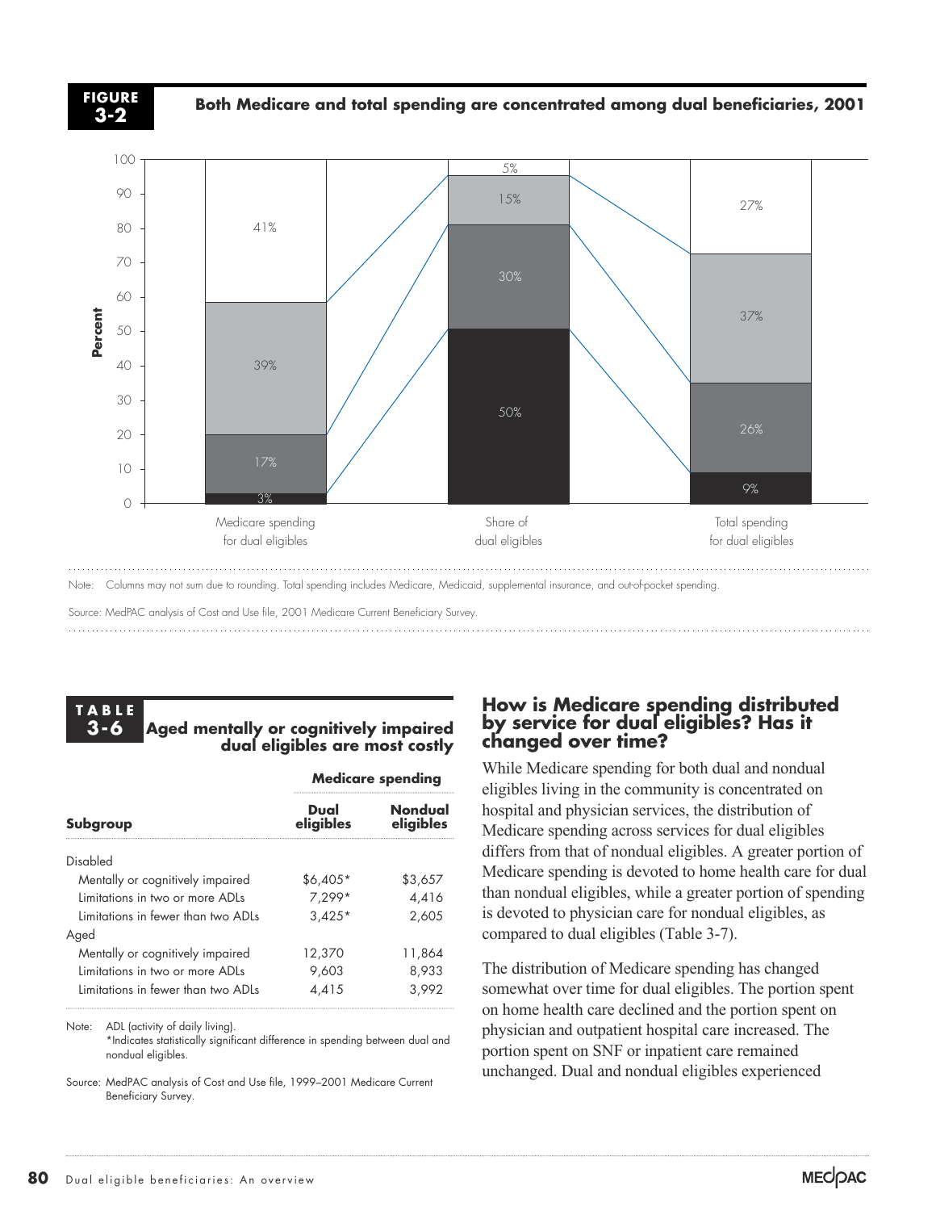**FIGURE 3-2** Both Medicare and total spending are concentrated among dual beneficiaries, 2001

| | Medicare spending for dual eligibles | Share of dual eligibles | Total spending for dual eligibles |
|---|---|---|---|
| Top segment | 41% | 5% | 27% |
| Third segment | 39% | 15% | 37% |
| Second segment | 17% | 30% | 26% |
| Bottom segment | 3% | 50% | 9% |

Note: Columns may not sum due to rounding. Total spending includes Medicare, Medicaid, supplemental insurance, and out-of-pocket spending.

Source: MedPAC analysis of Cost and Use file, 2001 Medicare Current Beneficiary Survey.

**TABLE 3-6** Aged mentally or cognitively impaired dual eligibles are most costly

| Subgroup | Medicare spending: Dual eligibles | Medicare spending: Nondual eligibles |
|---|---|---|
| Disabled | | |
| Mentally or cognitively impaired | $6,405* | $3,657 |
| Limitations in two or more ADLs | 7,299* | 4,416 |
| Limitations in fewer than two ADLs | 3,425* | 2,605 |
| Aged | | |
| Mentally or cognitively impaired | 12,370 | 11,864 |
| Limitations in two or more ADLs | 9,603 | 8,933 |
| Limitations in fewer than two ADLs | 4,415 | 3,992 |

Note: ADL (activity of daily living).
*Indicates statistically significant difference in spending between dual and nondual eligibles.

Source: MedPAC analysis of Cost and Use file, 1999–2001 Medicare Current Beneficiary Survey.

## How is Medicare spending distributed by service for dual eligibles? Has it changed over time?

While Medicare spending for both dual and nondual eligibles living in the community is concentrated on hospital and physician services, the distribution of Medicare spending across services for dual eligibles differs from that of nondual eligibles. A greater portion of Medicare spending is devoted to home health care for dual than nondual eligibles, while a greater portion of spending is devoted to physician care for nondual eligibles, as compared to dual eligibles (Table 3-7).

The distribution of Medicare spending has changed somewhat over time for dual eligibles. The portion spent on home health care declined and the portion spent on physician and outpatient hospital care increased. The portion spent on SNF or inpatient care remained unchanged. Dual and nondual eligibles experienced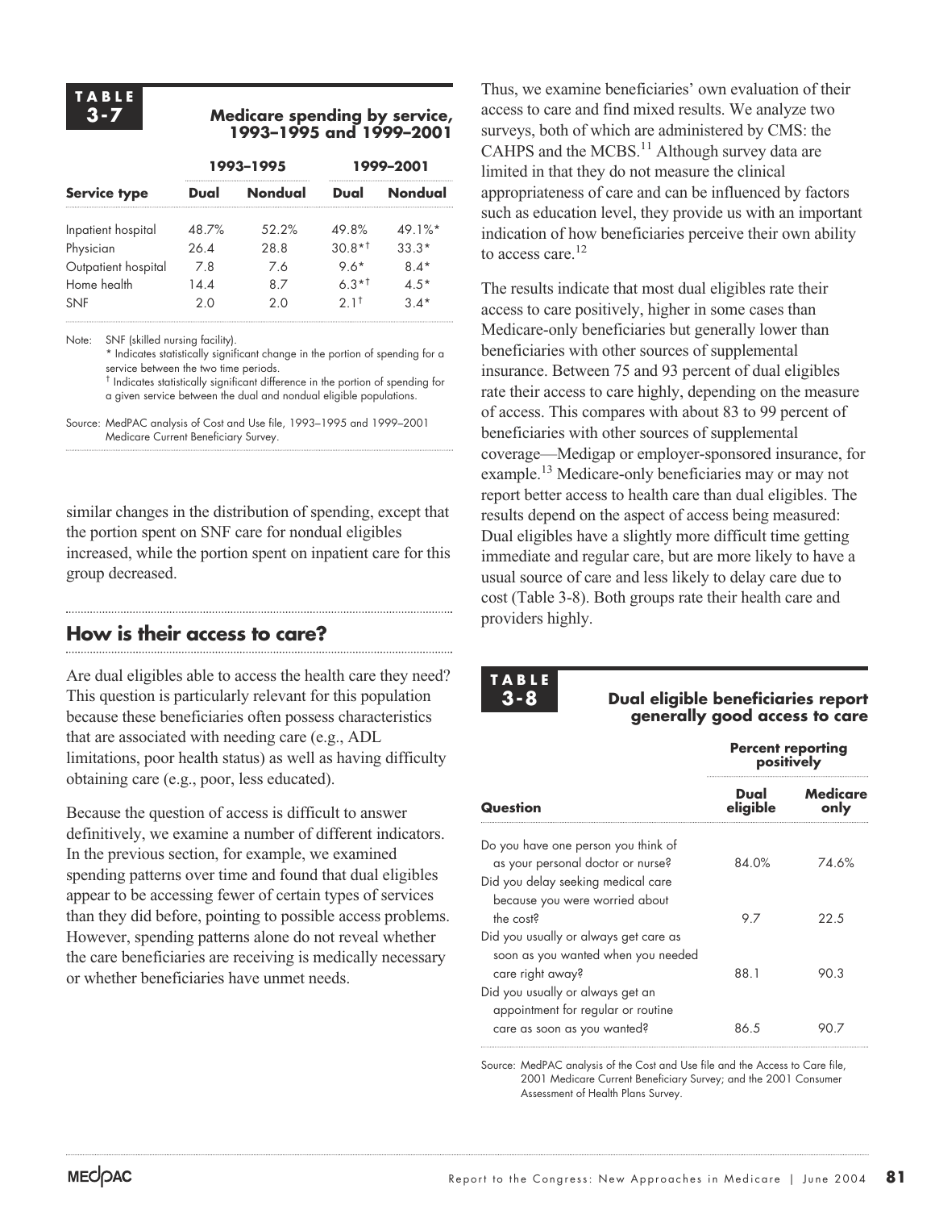**TABLE 3-7**

**Medicare spending by service, 1993–1995 and 1999–2001**

| Service type | 1993–1995 | | 1999–2001 | |
|---|---|---|---|---|
| | Dual | Nondual | Dual | Nondual |
| Inpatient hospital | 48.7% | 52.2% | 49.8% | 49.1%* |
| Physician | 26.4 | 28.8 | 30.8*† | 33.3* |
| Outpatient hospital | 7.8 | 7.6 | 9.6* | 8.4* |
| Home health | 14.4 | 8.7 | 6.3*† | 4.5* |
| SNF | 2.0 | 2.0 | 2.1† | 3.4* |

Note: SNF (skilled nursing facility).
\* Indicates statistically significant change in the portion of spending for a service between the two time periods.
† Indicates statistically significant difference in the portion of spending for a given service between the dual and nondual eligible populations.

Source: MedPAC analysis of Cost and Use file, 1993–1995 and 1999–2001 Medicare Current Beneficiary Survey.

similar changes in the distribution of spending, except that the portion spent on SNF care for nondual eligibles increased, while the portion spent on inpatient care for this group decreased.

## How is their access to care?

Are dual eligibles able to access the health care they need? This question is particularly relevant for this population because these beneficiaries often possess characteristics that are associated with needing care (e.g., ADL limitations, poor health status) as well as having difficulty obtaining care (e.g., poor, less educated).

Because the question of access is difficult to answer definitively, we examine a number of different indicators. In the previous section, for example, we examined spending patterns over time and found that dual eligibles appear to be accessing fewer of certain types of services than they did before, pointing to possible access problems. However, spending patterns alone do not reveal whether the care beneficiaries are receiving is medically necessary or whether beneficiaries have unmet needs.

Thus, we examine beneficiaries' own evaluation of their access to care and find mixed results. We analyze two surveys, both of which are administered by CMS: the CAHPS and the MCBS.[11] Although survey data are limited in that they do not measure the clinical appropriateness of care and can be influenced by factors such as education level, they provide us with an important indication of how beneficiaries perceive their own ability to access care.[12]

The results indicate that most dual eligibles rate their access to care positively, higher in some cases than Medicare-only beneficiaries but generally lower than beneficiaries with other sources of supplemental insurance. Between 75 and 93 percent of dual eligibles rate their access to care highly, depending on the measure of access. This compares with about 83 to 99 percent of beneficiaries with other sources of supplemental coverage—Medigap or employer-sponsored insurance, for example.[13] Medicare-only beneficiaries may or may not report better access to health care than dual eligibles. The results depend on the aspect of access being measured: Dual eligibles have a slightly more difficult time getting immediate and regular care, but are more likely to have a usual source of care and less likely to delay care due to cost (Table 3-8). Both groups rate their health care and providers highly.

**TABLE 3-8**

**Dual eligible beneficiaries report generally good access to care**

| Question | Percent reporting positively | |
|---|---|---|
| | Dual eligible | Medicare only |
| Do you have one person you think of as your personal doctor or nurse? | 84.0% | 74.6% |
| Did you delay seeking medical care because you were worried about the cost? | 9.7 | 22.5 |
| Did you usually or always get care as soon as you wanted when you needed care right away? | 88.1 | 90.3 |
| Did you usually or always get an appointment for regular or routine care as soon as you wanted? | 86.5 | 90.7 |

Source: MedPAC analysis of the Cost and Use file and the Access to Care file, 2001 Medicare Current Beneficiary Survey; and the 2001 Consumer Assessment of Health Plans Survey.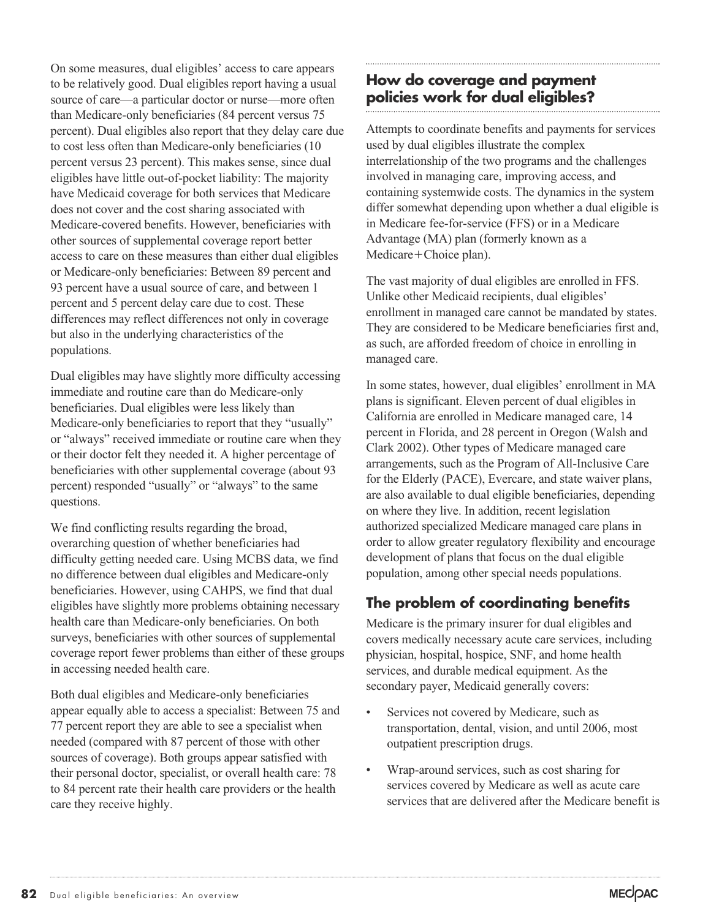On some measures, dual eligibles' access to care appears to be relatively good. Dual eligibles report having a usual source of care—a particular doctor or nurse—more often than Medicare-only beneficiaries (84 percent versus 75 percent). Dual eligibles also report that they delay care due to cost less often than Medicare-only beneficiaries (10 percent versus 23 percent). This makes sense, since dual eligibles have little out-of-pocket liability: The majority have Medicaid coverage for both services that Medicare does not cover and the cost sharing associated with Medicare-covered benefits. However, beneficiaries with other sources of supplemental coverage report better access to care on these measures than either dual eligibles or Medicare-only beneficiaries: Between 89 percent and 93 percent have a usual source of care, and between 1 percent and 5 percent delay care due to cost. These differences may reflect differences not only in coverage but also in the underlying characteristics of the populations.

Dual eligibles may have slightly more difficulty accessing immediate and routine care than do Medicare-only beneficiaries. Dual eligibles were less likely than Medicare-only beneficiaries to report that they "usually" or "always" received immediate or routine care when they or their doctor felt they needed it. A higher percentage of beneficiaries with other supplemental coverage (about 93 percent) responded "usually" or "always" to the same questions.

We find conflicting results regarding the broad, overarching question of whether beneficiaries had difficulty getting needed care. Using MCBS data, we find no difference between dual eligibles and Medicare-only beneficiaries. However, using CAHPS, we find that dual eligibles have slightly more problems obtaining necessary health care than Medicare-only beneficiaries. On both surveys, beneficiaries with other sources of supplemental coverage report fewer problems than either of these groups in accessing needed health care.

Both dual eligibles and Medicare-only beneficiaries appear equally able to access a specialist: Between 75 and 77 percent report they are able to see a specialist when needed (compared with 87 percent of those with other sources of coverage). Both groups appear satisfied with their personal doctor, specialist, or overall health care: 78 to 84 percent rate their health care providers or the health care they receive highly.

## How do coverage and payment policies work for dual eligibles?

Attempts to coordinate benefits and payments for services used by dual eligibles illustrate the complex interrelationship of the two programs and the challenges involved in managing care, improving access, and containing systemwide costs. The dynamics in the system differ somewhat depending upon whether a dual eligible is in Medicare fee-for-service (FFS) or in a Medicare Advantage (MA) plan (formerly known as a Medicare+Choice plan).

The vast majority of dual eligibles are enrolled in FFS. Unlike other Medicaid recipients, dual eligibles' enrollment in managed care cannot be mandated by states. They are considered to be Medicare beneficiaries first and, as such, are afforded freedom of choice in enrolling in managed care.

In some states, however, dual eligibles' enrollment in MA plans is significant. Eleven percent of dual eligibles in California are enrolled in Medicare managed care, 14 percent in Florida, and 28 percent in Oregon (Walsh and Clark 2002). Other types of Medicare managed care arrangements, such as the Program of All-Inclusive Care for the Elderly (PACE), Evercare, and state waiver plans, are also available to dual eligible beneficiaries, depending on where they live. In addition, recent legislation authorized specialized Medicare managed care plans in order to allow greater regulatory flexibility and encourage development of plans that focus on the dual eligible population, among other special needs populations.

### The problem of coordinating benefits

Medicare is the primary insurer for dual eligibles and covers medically necessary acute care services, including physician, hospital, hospice, SNF, and home health services, and durable medical equipment. As the secondary payer, Medicaid generally covers:

- Services not covered by Medicare, such as transportation, dental, vision, and until 2006, most outpatient prescription drugs.
- Wrap-around services, such as cost sharing for services covered by Medicare as well as acute care services that are delivered after the Medicare benefit is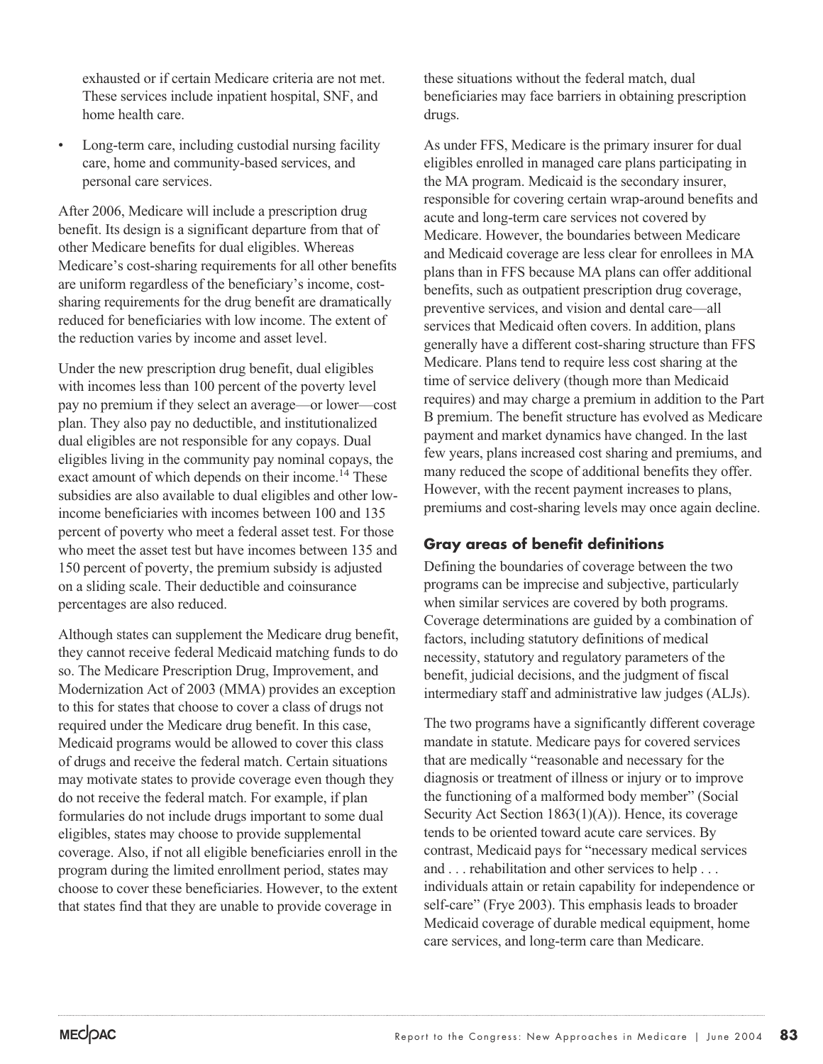exhausted or if certain Medicare criteria are not met. These services include inpatient hospital, SNF, and home health care.

- Long-term care, including custodial nursing facility care, home and community-based services, and personal care services.

After 2006, Medicare will include a prescription drug benefit. Its design is a significant departure from that of other Medicare benefits for dual eligibles. Whereas Medicare's cost-sharing requirements for all other benefits are uniform regardless of the beneficiary's income, cost-sharing requirements for the drug benefit are dramatically reduced for beneficiaries with low income. The extent of the reduction varies by income and asset level.

Under the new prescription drug benefit, dual eligibles with incomes less than 100 percent of the poverty level pay no premium if they select an average—or lower—cost plan. They also pay no deductible, and institutionalized dual eligibles are not responsible for any copays. Dual eligibles living in the community pay nominal copays, the exact amount of which depends on their income.[14] These subsidies are also available to dual eligibles and other low-income beneficiaries with incomes between 100 and 135 percent of poverty who meet a federal asset test. For those who meet the asset test but have incomes between 135 and 150 percent of poverty, the premium subsidy is adjusted on a sliding scale. Their deductible and coinsurance percentages are also reduced.

Although states can supplement the Medicare drug benefit, they cannot receive federal Medicaid matching funds to do so. The Medicare Prescription Drug, Improvement, and Modernization Act of 2003 (MMA) provides an exception to this for states that choose to cover a class of drugs not required under the Medicare drug benefit. In this case, Medicaid programs would be allowed to cover this class of drugs and receive the federal match. Certain situations may motivate states to provide coverage even though they do not receive the federal match. For example, if plan formularies do not include drugs important to some dual eligibles, states may choose to provide supplemental coverage. Also, if not all eligible beneficiaries enroll in the program during the limited enrollment period, states may choose to cover these beneficiaries. However, to the extent that states find that they are unable to provide coverage in these situations without the federal match, dual beneficiaries may face barriers in obtaining prescription drugs.

As under FFS, Medicare is the primary insurer for dual eligibles enrolled in managed care plans participating in the MA program. Medicaid is the secondary insurer, responsible for covering certain wrap-around benefits and acute and long-term care services not covered by Medicare. However, the boundaries between Medicare and Medicaid coverage are less clear for enrollees in MA plans than in FFS because MA plans can offer additional benefits, such as outpatient prescription drug coverage, preventive services, and vision and dental care—all services that Medicaid often covers. In addition, plans generally have a different cost-sharing structure than FFS Medicare. Plans tend to require less cost sharing at the time of service delivery (though more than Medicaid requires) and may charge a premium in addition to the Part B premium. The benefit structure has evolved as Medicare payment and market dynamics have changed. In the last few years, plans increased cost sharing and premiums, and many reduced the scope of additional benefits they offer. However, with the recent payment increases to plans, premiums and cost-sharing levels may once again decline.

## Gray areas of benefit definitions

Defining the boundaries of coverage between the two programs can be imprecise and subjective, particularly when similar services are covered by both programs. Coverage determinations are guided by a combination of factors, including statutory definitions of medical necessity, statutory and regulatory parameters of the benefit, judicial decisions, and the judgment of fiscal intermediary staff and administrative law judges (ALJs).

The two programs have a significantly different coverage mandate in statute. Medicare pays for covered services that are medically "reasonable and necessary for the diagnosis or treatment of illness or injury or to improve the functioning of a malformed body member" (Social Security Act Section 1863(1)(A)). Hence, its coverage tends to be oriented toward acute care services. By contrast, Medicaid pays for "necessary medical services and . . . rehabilitation and other services to help . . . individuals attain or retain capability for independence or self-care" (Frye 2003). This emphasis leads to broader Medicaid coverage of durable medical equipment, home care services, and long-term care than Medicare.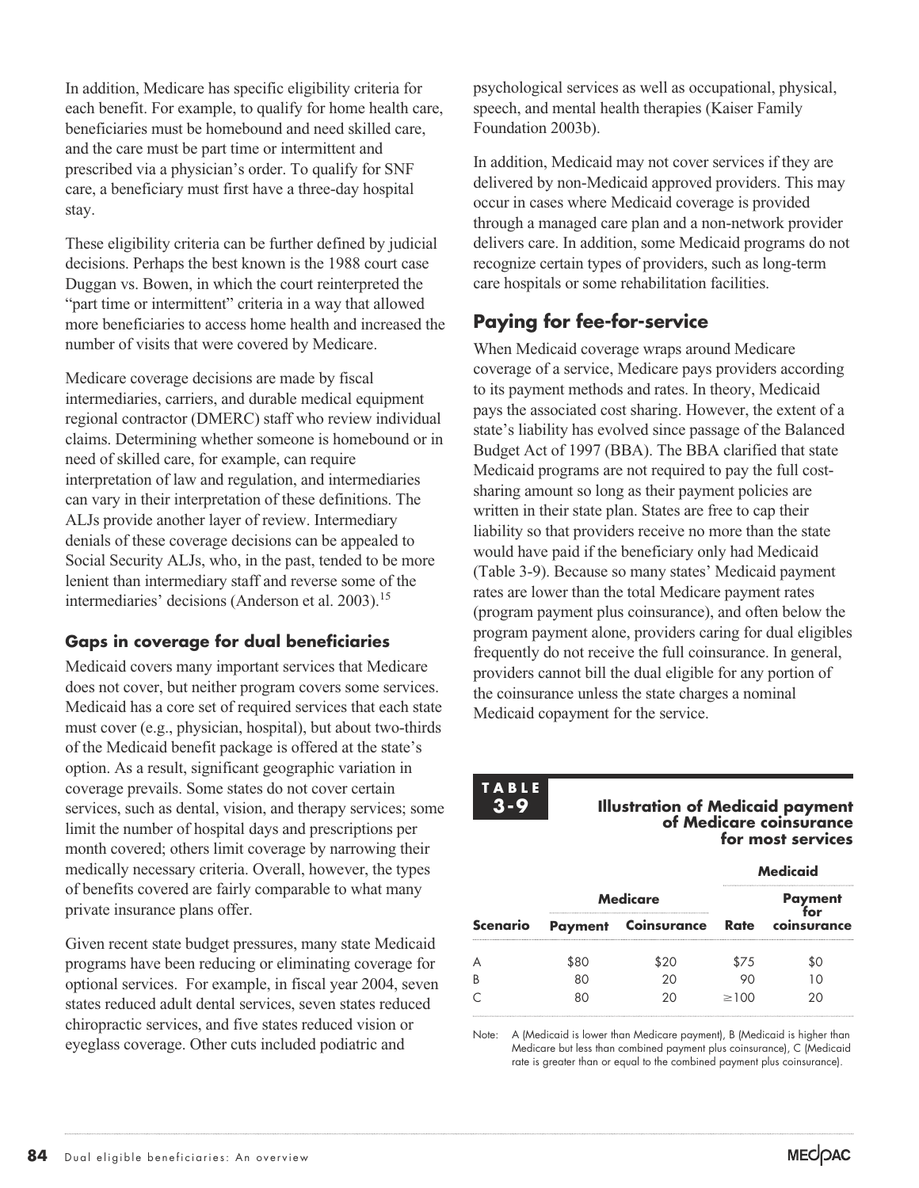In addition, Medicare has specific eligibility criteria for each benefit. For example, to qualify for home health care, beneficiaries must be homebound and need skilled care, and the care must be part time or intermittent and prescribed via a physician's order. To qualify for SNF care, a beneficiary must first have a three-day hospital stay.

These eligibility criteria can be further defined by judicial decisions. Perhaps the best known is the 1988 court case Duggan vs. Bowen, in which the court reinterpreted the "part time or intermittent" criteria in a way that allowed more beneficiaries to access home health and increased the number of visits that were covered by Medicare.

Medicare coverage decisions are made by fiscal intermediaries, carriers, and durable medical equipment regional contractor (DMERC) staff who review individual claims. Determining whether someone is homebound or in need of skilled care, for example, can require interpretation of law and regulation, and intermediaries can vary in their interpretation of these definitions. The ALJs provide another layer of review. Intermediary denials of these coverage decisions can be appealed to Social Security ALJs, who, in the past, tended to be more lenient than intermediary staff and reverse some of the intermediaries' decisions (Anderson et al. 2003).[15]

### Gaps in coverage for dual beneficiaries

Medicaid covers many important services that Medicare does not cover, but neither program covers some services. Medicaid has a core set of required services that each state must cover (e.g., physician, hospital), but about two-thirds of the Medicaid benefit package is offered at the state's option. As a result, significant geographic variation in coverage prevails. Some states do not cover certain services, such as dental, vision, and therapy services; some limit the number of hospital days and prescriptions per month covered; others limit coverage by narrowing their medically necessary criteria. Overall, however, the types of benefits covered are fairly comparable to what many private insurance plans offer.

Given recent state budget pressures, many state Medicaid programs have been reducing or eliminating coverage for optional services. For example, in fiscal year 2004, seven states reduced adult dental services, seven states reduced chiropractic services, and five states reduced vision or eyeglass coverage. Other cuts included podiatric and psychological services as well as occupational, physical, speech, and mental health therapies (Kaiser Family Foundation 2003b).

In addition, Medicaid may not cover services if they are delivered by non-Medicaid approved providers. This may occur in cases where Medicaid coverage is provided through a managed care plan and a non-network provider delivers care. In addition, some Medicaid programs do not recognize certain types of providers, such as long-term care hospitals or some rehabilitation facilities.

## Paying for fee-for-service

When Medicaid coverage wraps around Medicare coverage of a service, Medicare pays providers according to its payment methods and rates. In theory, Medicaid pays the associated cost sharing. However, the extent of a state's liability has evolved since passage of the Balanced Budget Act of 1997 (BBA). The BBA clarified that state Medicaid programs are not required to pay the full cost-sharing amount so long as their payment policies are written in their state plan. States are free to cap their liability so that providers receive no more than the state would have paid if the beneficiary only had Medicaid (Table 3-9). Because so many states' Medicaid payment rates are lower than the total Medicare payment rates (program payment plus coinsurance), and often below the program payment alone, providers caring for dual eligibles frequently do not receive the full coinsurance. In general, providers cannot bill the dual eligible for any portion of the coinsurance unless the state charges a nominal Medicaid copayment for the service.

**TABLE 3-9**

**Illustration of Medicaid payment of Medicare coinsurance for most services**

| | Medicare | | Medicaid | |
|---|---|---|---|---|
| **Scenario** | **Payment** | **Coinsurance** | **Rate** | **Payment for coinsurance** |
| A | $80 | $20 | $75 | $0 |
| B | 80 | 20 | 90 | 10 |
| C | 80 | 20 | ≥100 | 20 |

Note: A (Medicaid is lower than Medicare payment), B (Medicaid is higher than Medicare but less than combined payment plus coinsurance), C (Medicaid rate is greater than or equal to the combined payment plus coinsurance).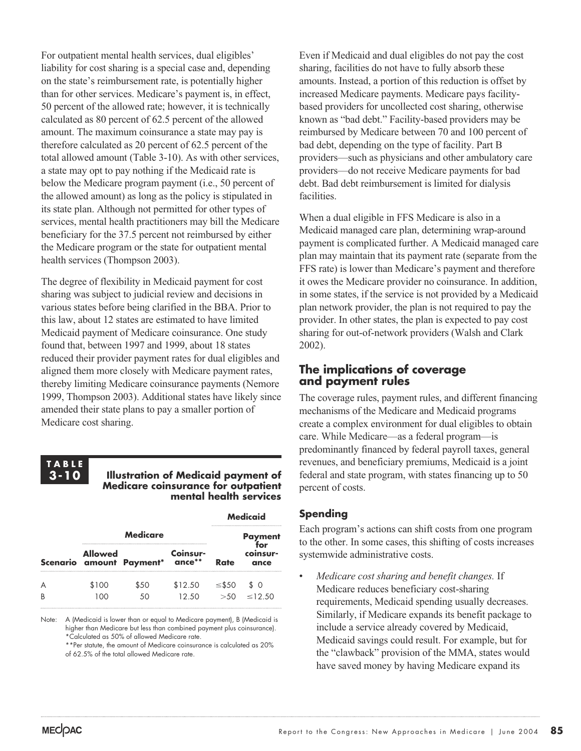For outpatient mental health services, dual eligibles' liability for cost sharing is a special case and, depending on the state's reimbursement rate, is potentially higher than for other services. Medicare's payment is, in effect, 50 percent of the allowed rate; however, it is technically calculated as 80 percent of 62.5 percent of the allowed amount. The maximum coinsurance a state may pay is therefore calculated as 20 percent of 62.5 percent of the total allowed amount (Table 3-10). As with other services, a state may opt to pay nothing if the Medicaid rate is below the Medicare program payment (i.e., 50 percent of the allowed amount) as long as the policy is stipulated in its state plan. Although not permitted for other types of services, mental health practitioners may bill the Medicare beneficiary for the 37.5 percent not reimbursed by either the Medicare program or the state for outpatient mental health services (Thompson 2003).

The degree of flexibility in Medicaid payment for cost sharing was subject to judicial review and decisions in various states before being clarified in the BBA. Prior to this law, about 12 states are estimated to have limited Medicaid payment of Medicare coinsurance. One study found that, between 1997 and 1999, about 18 states reduced their provider payment rates for dual eligibles and aligned them more closely with Medicare payment rates, thereby limiting Medicare coinsurance payments (Nemore 1999, Thompson 2003). Additional states have likely since amended their state plans to pay a smaller portion of Medicare cost sharing.

**TABLE 3-10**

**Illustration of Medicaid payment of Medicare coinsurance for outpatient mental health services**

| | Medicare | | | Medicaid | |
|---|---|---|---|---|---|
| **Scenario** | **Allowed amount** | **Payment*** | **Coinsurance**** | **Rate** | **Payment for coinsurance** |
| A | $100 | $50 | $12.50 | ≤$50 | $ 0 |
| B | 100 | 50 | 12.50 | >50 | ≤12.50 |

Note: A (Medicaid is lower than or equal to Medicare payment), B (Medicaid is higher than Medicare but less than combined payment plus coinsurance).
*Calculated as 50% of allowed Medicare rate.
**Per statute, the amount of Medicare coinsurance is calculated as 20% of 62.5% of the total allowed Medicare rate.

Even if Medicaid and dual eligibles do not pay the cost sharing, facilities do not have to fully absorb these amounts. Instead, a portion of this reduction is offset by increased Medicare payments. Medicare pays facility-based providers for uncollected cost sharing, otherwise known as "bad debt." Facility-based providers may be reimbursed by Medicare between 70 and 100 percent of bad debt, depending on the type of facility. Part B providers—such as physicians and other ambulatory care providers—do not receive Medicare payments for bad debt. Bad debt reimbursement is limited for dialysis facilities.

When a dual eligible in FFS Medicare is also in a Medicaid managed care plan, determining wrap-around payment is complicated further. A Medicaid managed care plan may maintain that its payment rate (separate from the FFS rate) is lower than Medicare's payment and therefore it owes the Medicare provider no coinsurance. In addition, in some states, if the service is not provided by a Medicaid plan network provider, the plan is not required to pay the provider. In other states, the plan is expected to pay cost sharing for out-of-network providers (Walsh and Clark 2002).

## The implications of coverage and payment rules

The coverage rules, payment rules, and different financing mechanisms of the Medicare and Medicaid programs create a complex environment for dual eligibles to obtain care. While Medicare—as a federal program—is predominantly financed by federal payroll taxes, general revenues, and beneficiary premiums, Medicaid is a joint federal and state program, with states financing up to 50 percent of costs.

### Spending

Each program's actions can shift costs from one program to the other. In some cases, this shifting of costs increases systemwide administrative costs.

- *Medicare cost sharing and benefit changes.* If Medicare reduces beneficiary cost-sharing requirements, Medicaid spending usually decreases. Similarly, if Medicare expands its benefit package to include a service already covered by Medicaid, Medicaid savings could result. For example, but for the "clawback" provision of the MMA, states would have saved money by having Medicare expand its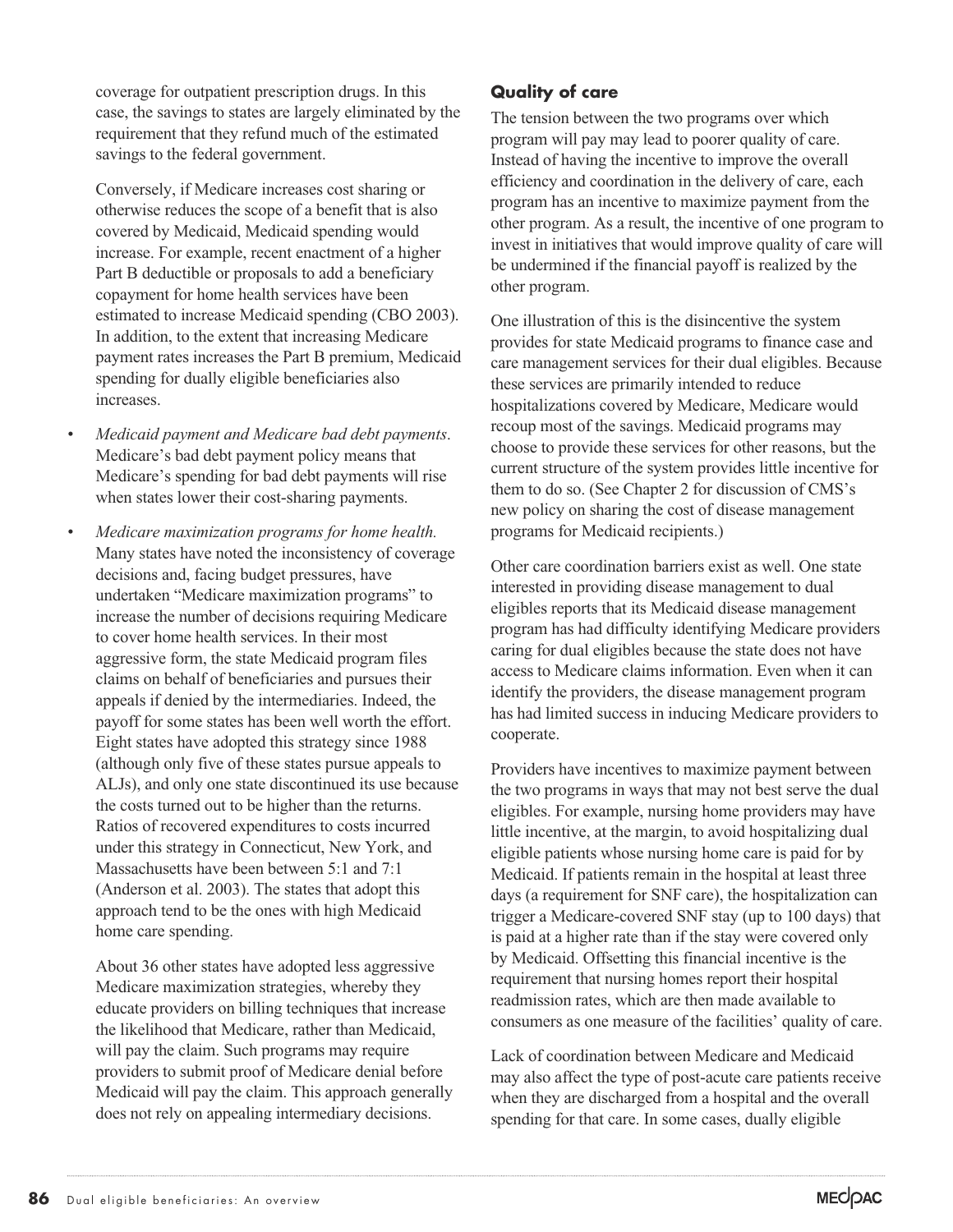coverage for outpatient prescription drugs. In this case, the savings to states are largely eliminated by the requirement that they refund much of the estimated savings to the federal government.

Conversely, if Medicare increases cost sharing or otherwise reduces the scope of a benefit that is also covered by Medicaid, Medicaid spending would increase. For example, recent enactment of a higher Part B deductible or proposals to add a beneficiary copayment for home health services have been estimated to increase Medicaid spending (CBO 2003). In addition, to the extent that increasing Medicare payment rates increases the Part B premium, Medicaid spending for dually eligible beneficiaries also increases.

- *Medicaid payment and Medicare bad debt payments*. Medicare's bad debt payment policy means that Medicare's spending for bad debt payments will rise when states lower their cost-sharing payments.
- *Medicare maximization programs for home health.* Many states have noted the inconsistency of coverage decisions and, facing budget pressures, have undertaken "Medicare maximization programs" to increase the number of decisions requiring Medicare to cover home health services. In their most aggressive form, the state Medicaid program files claims on behalf of beneficiaries and pursues their appeals if denied by the intermediaries. Indeed, the payoff for some states has been well worth the effort. Eight states have adopted this strategy since 1988 (although only five of these states pursue appeals to ALJs), and only one state discontinued its use because the costs turned out to be higher than the returns. Ratios of recovered expenditures to costs incurred under this strategy in Connecticut, New York, and Massachusetts have been between 5:1 and 7:1 (Anderson et al. 2003). The states that adopt this approach tend to be the ones with high Medicaid home care spending.

  About 36 other states have adopted less aggressive Medicare maximization strategies, whereby they educate providers on billing techniques that increase the likelihood that Medicare, rather than Medicaid, will pay the claim. Such programs may require providers to submit proof of Medicare denial before Medicaid will pay the claim. This approach generally does not rely on appealing intermediary decisions.

### Quality of care

The tension between the two programs over which program will pay may lead to poorer quality of care. Instead of having the incentive to improve the overall efficiency and coordination in the delivery of care, each program has an incentive to maximize payment from the other program. As a result, the incentive of one program to invest in initiatives that would improve quality of care will be undermined if the financial payoff is realized by the other program.

One illustration of this is the disincentive the system provides for state Medicaid programs to finance case and care management services for their dual eligibles. Because these services are primarily intended to reduce hospitalizations covered by Medicare, Medicare would recoup most of the savings. Medicaid programs may choose to provide these services for other reasons, but the current structure of the system provides little incentive for them to do so. (See Chapter 2 for discussion of CMS's new policy on sharing the cost of disease management programs for Medicaid recipients.)

Other care coordination barriers exist as well. One state interested in providing disease management to dual eligibles reports that its Medicaid disease management program has had difficulty identifying Medicare providers caring for dual eligibles because the state does not have access to Medicare claims information. Even when it can identify the providers, the disease management program has had limited success in inducing Medicare providers to cooperate.

Providers have incentives to maximize payment between the two programs in ways that may not best serve the dual eligibles. For example, nursing home providers may have little incentive, at the margin, to avoid hospitalizing dual eligible patients whose nursing home care is paid for by Medicaid. If patients remain in the hospital at least three days (a requirement for SNF care), the hospitalization can trigger a Medicare-covered SNF stay (up to 100 days) that is paid at a higher rate than if the stay were covered only by Medicaid. Offsetting this financial incentive is the requirement that nursing homes report their hospital readmission rates, which are then made available to consumers as one measure of the facilities' quality of care.

Lack of coordination between Medicare and Medicaid may also affect the type of post-acute care patients receive when they are discharged from a hospital and the overall spending for that care. In some cases, dually eligible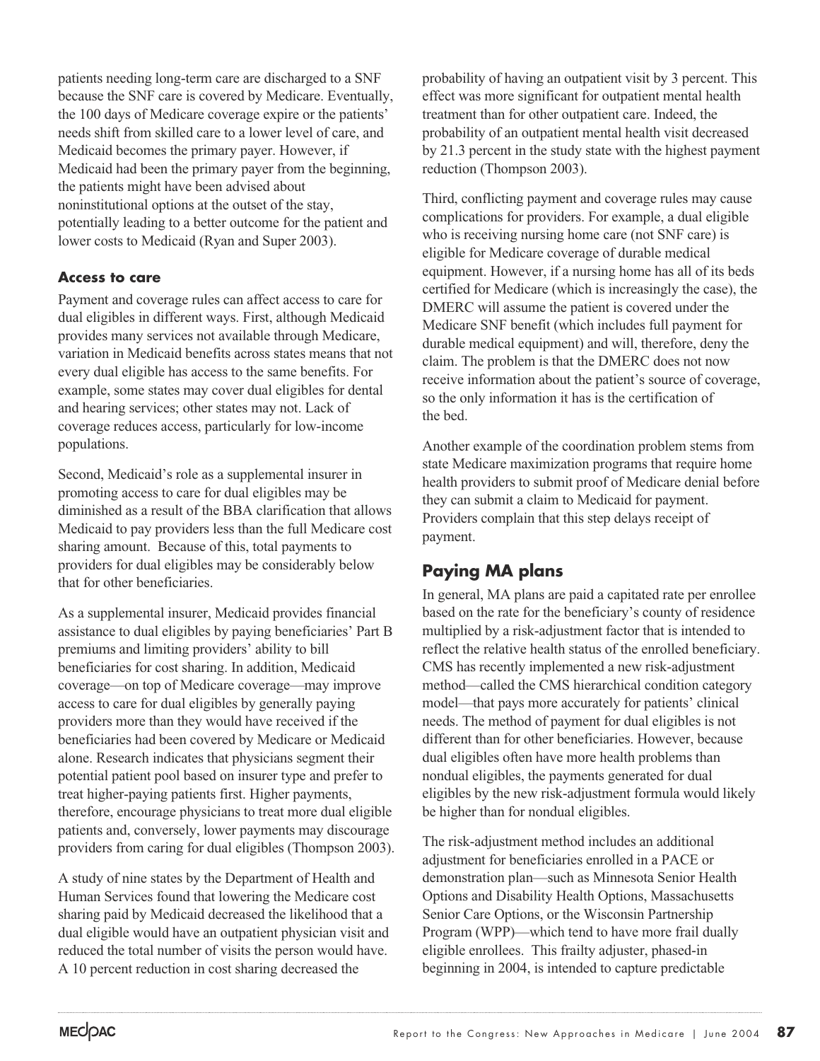patients needing long-term care are discharged to a SNF because the SNF care is covered by Medicare. Eventually, the 100 days of Medicare coverage expire or the patients' needs shift from skilled care to a lower level of care, and Medicaid becomes the primary payer. However, if Medicaid had been the primary payer from the beginning, the patients might have been advised about noninstitutional options at the outset of the stay, potentially leading to a better outcome for the patient and lower costs to Medicaid (Ryan and Super 2003).

### Access to care

Payment and coverage rules can affect access to care for dual eligibles in different ways. First, although Medicaid provides many services not available through Medicare, variation in Medicaid benefits across states means that not every dual eligible has access to the same benefits. For example, some states may cover dual eligibles for dental and hearing services; other states may not. Lack of coverage reduces access, particularly for low-income populations.

Second, Medicaid's role as a supplemental insurer in promoting access to care for dual eligibles may be diminished as a result of the BBA clarification that allows Medicaid to pay providers less than the full Medicare cost sharing amount. Because of this, total payments to providers for dual eligibles may be considerably below that for other beneficiaries.

As a supplemental insurer, Medicaid provides financial assistance to dual eligibles by paying beneficiaries' Part B premiums and limiting providers' ability to bill beneficiaries for cost sharing. In addition, Medicaid coverage—on top of Medicare coverage—may improve access to care for dual eligibles by generally paying providers more than they would have received if the beneficiaries had been covered by Medicare or Medicaid alone. Research indicates that physicians segment their potential patient pool based on insurer type and prefer to treat higher-paying patients first. Higher payments, therefore, encourage physicians to treat more dual eligible patients and, conversely, lower payments may discourage providers from caring for dual eligibles (Thompson 2003).

A study of nine states by the Department of Health and Human Services found that lowering the Medicare cost sharing paid by Medicaid decreased the likelihood that a dual eligible would have an outpatient physician visit and reduced the total number of visits the person would have. A 10 percent reduction in cost sharing decreased the probability of having an outpatient visit by 3 percent. This effect was more significant for outpatient mental health treatment than for other outpatient care. Indeed, the probability of an outpatient mental health visit decreased by 21.3 percent in the study state with the highest payment reduction (Thompson 2003).

Third, conflicting payment and coverage rules may cause complications for providers. For example, a dual eligible who is receiving nursing home care (not SNF care) is eligible for Medicare coverage of durable medical equipment. However, if a nursing home has all of its beds certified for Medicare (which is increasingly the case), the DMERC will assume the patient is covered under the Medicare SNF benefit (which includes full payment for durable medical equipment) and will, therefore, deny the claim. The problem is that the DMERC does not now receive information about the patient's source of coverage, so the only information it has is the certification of the bed.

Another example of the coordination problem stems from state Medicare maximization programs that require home health providers to submit proof of Medicare denial before they can submit a claim to Medicaid for payment. Providers complain that this step delays receipt of payment.

## Paying MA plans

In general, MA plans are paid a capitated rate per enrollee based on the rate for the beneficiary's county of residence multiplied by a risk-adjustment factor that is intended to reflect the relative health status of the enrolled beneficiary. CMS has recently implemented a new risk-adjustment method—called the CMS hierarchical condition category model—that pays more accurately for patients' clinical needs. The method of payment for dual eligibles is not different than for other beneficiaries. However, because dual eligibles often have more health problems than nondual eligibles, the payments generated for dual eligibles by the new risk-adjustment formula would likely be higher than for nondual eligibles.

The risk-adjustment method includes an additional adjustment for beneficiaries enrolled in a PACE or demonstration plan—such as Minnesota Senior Health Options and Disability Health Options, Massachusetts Senior Care Options, or the Wisconsin Partnership Program (WPP)—which tend to have more frail dually eligible enrollees. This frailty adjuster, phased-in beginning in 2004, is intended to capture predictable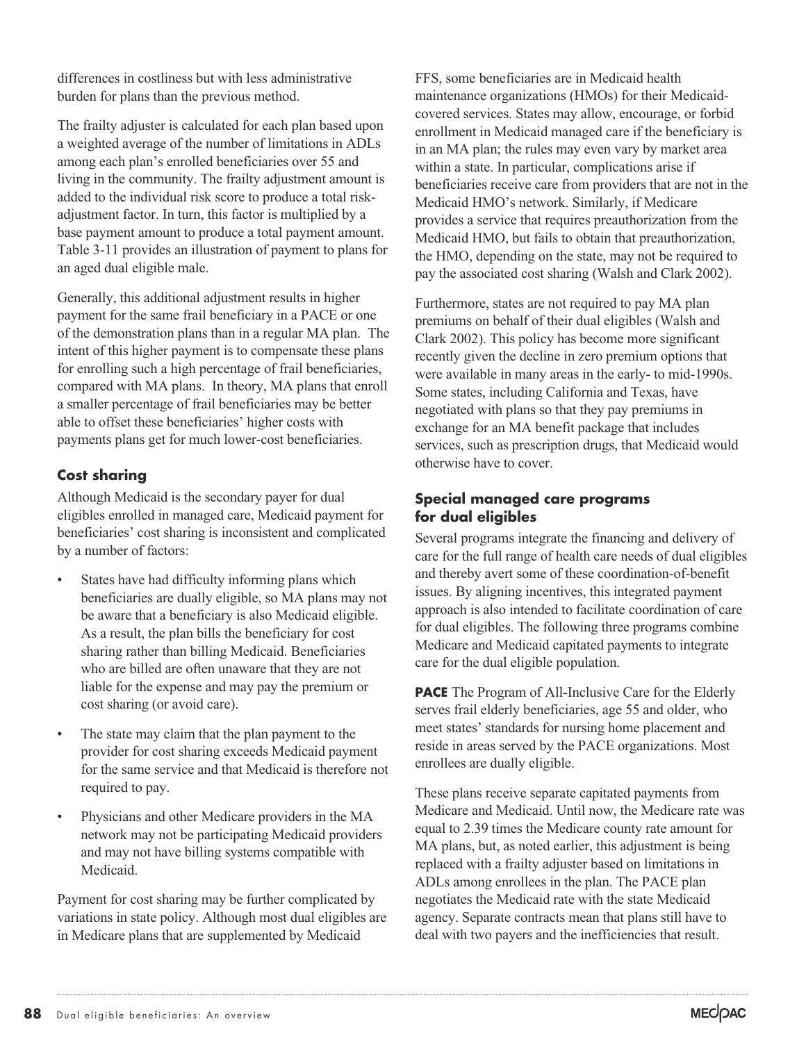differences in costliness but with less administrative burden for plans than the previous method.

The frailty adjuster is calculated for each plan based upon a weighted average of the number of limitations in ADLs among each plan's enrolled beneficiaries over 55 and living in the community. The frailty adjustment amount is added to the individual risk score to produce a total risk-adjustment factor. In turn, this factor is multiplied by a base payment amount to produce a total payment amount. Table 3-11 provides an illustration of payment to plans for an aged dual eligible male.

Generally, this additional adjustment results in higher payment for the same frail beneficiary in a PACE or one of the demonstration plans than in a regular MA plan. The intent of this higher payment is to compensate these plans for enrolling such a high percentage of frail beneficiaries, compared with MA plans. In theory, MA plans that enroll a smaller percentage of frail beneficiaries may be better able to offset these beneficiaries' higher costs with payments plans get for much lower-cost beneficiaries.

### Cost sharing

Although Medicaid is the secondary payer for dual eligibles enrolled in managed care, Medicaid payment for beneficiaries' cost sharing is inconsistent and complicated by a number of factors:

- States have had difficulty informing plans which beneficiaries are dually eligible, so MA plans may not be aware that a beneficiary is also Medicaid eligible. As a result, the plan bills the beneficiary for cost sharing rather than billing Medicaid. Beneficiaries who are billed are often unaware that they are not liable for the expense and may pay the premium or cost sharing (or avoid care).
- The state may claim that the plan payment to the provider for cost sharing exceeds Medicaid payment for the same service and that Medicaid is therefore not required to pay.
- Physicians and other Medicare providers in the MA network may not be participating Medicaid providers and may not have billing systems compatible with Medicaid.

Payment for cost sharing may be further complicated by variations in state policy. Although most dual eligibles are in Medicare plans that are supplemented by Medicaid FFS, some beneficiaries are in Medicaid health maintenance organizations (HMOs) for their Medicaid-covered services. States may allow, encourage, or forbid enrollment in Medicaid managed care if the beneficiary is in an MA plan; the rules may even vary by market area within a state. In particular, complications arise if beneficiaries receive care from providers that are not in the Medicaid HMO's network. Similarly, if Medicare provides a service that requires preauthorization from the Medicaid HMO, but fails to obtain that preauthorization, the HMO, depending on the state, may not be required to pay the associated cost sharing (Walsh and Clark 2002).

Furthermore, states are not required to pay MA plan premiums on behalf of their dual eligibles (Walsh and Clark 2002). This policy has become more significant recently given the decline in zero premium options that were available in many areas in the early- to mid-1990s. Some states, including California and Texas, have negotiated with plans so that they pay premiums in exchange for an MA benefit package that includes services, such as prescription drugs, that Medicaid would otherwise have to cover.

### Special managed care programs for dual eligibles

Several programs integrate the financing and delivery of care for the full range of health care needs of dual eligibles and thereby avert some of these coordination-of-benefit issues. By aligning incentives, this integrated payment approach is also intended to facilitate coordination of care for dual eligibles. The following three programs combine Medicare and Medicaid capitated payments to integrate care for the dual eligible population.

**PACE** The Program of All-Inclusive Care for the Elderly serves frail elderly beneficiaries, age 55 and older, who meet states' standards for nursing home placement and reside in areas served by the PACE organizations. Most enrollees are dually eligible.

These plans receive separate capitated payments from Medicare and Medicaid. Until now, the Medicare rate was equal to 2.39 times the Medicare county rate amount for MA plans, but, as noted earlier, this adjustment is being replaced with a frailty adjuster based on limitations in ADLs among enrollees in the plan. The PACE plan negotiates the Medicaid rate with the state Medicaid agency. Separate contracts mean that plans still have to deal with two payers and the inefficiencies that result.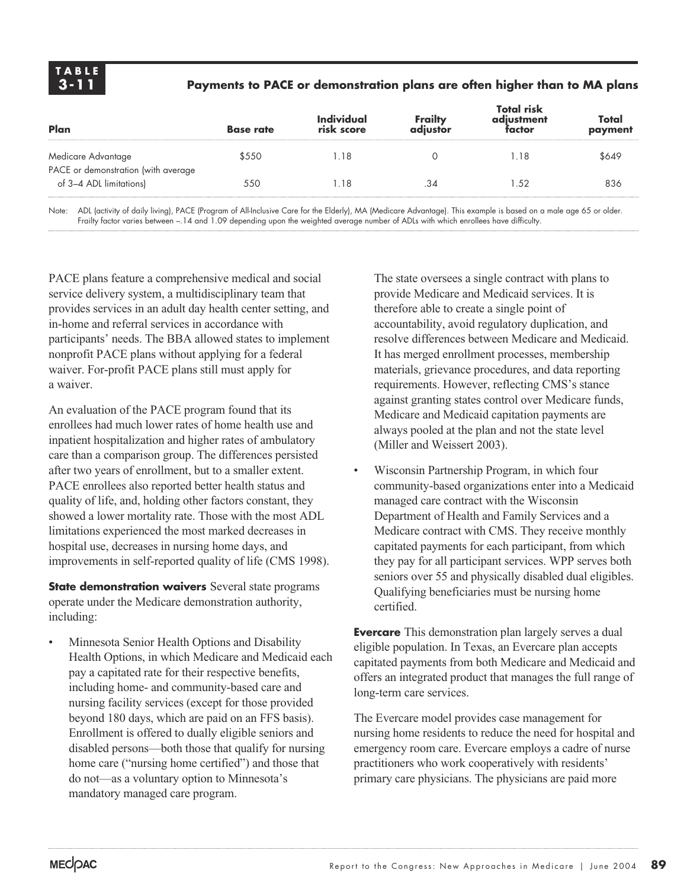**TABLE 3-11**

**Payments to PACE or demonstration plans are often higher than to MA plans**

| Plan | Base rate | Individual risk score | Frailty adjustor | Total risk adjustment factor | Total payment |
|---|---|---|---|---|---|
| Medicare Advantage | $550 | 1.18 | 0 | 1.18 | $649 |
| PACE or demonstration (with average of 3–4 ADL limitations) | 550 | 1.18 | .34 | 1.52 | 836 |

Note: ADL (activity of daily living), PACE (Program of All-Inclusive Care for the Elderly), MA (Medicare Advantage). This example is based on a male age 65 or older. Frailty factor varies between –.14 and 1.09 depending upon the weighted average number of ADLs with which enrollees have difficulty.

PACE plans feature a comprehensive medical and social service delivery system, a multidisciplinary team that provides services in an adult day health center setting, and in-home and referral services in accordance with participants' needs. The BBA allowed states to implement nonprofit PACE plans without applying for a federal waiver. For-profit PACE plans still must apply for a waiver.

An evaluation of the PACE program found that its enrollees had much lower rates of home health use and inpatient hospitalization and higher rates of ambulatory care than a comparison group. The differences persisted after two years of enrollment, but to a smaller extent. PACE enrollees also reported better health status and quality of life, and, holding other factors constant, they showed a lower mortality rate. Those with the most ADL limitations experienced the most marked decreases in hospital use, decreases in nursing home days, and improvements in self-reported quality of life (CMS 1998).

**State demonstration waivers** Several state programs operate under the Medicare demonstration authority, including:

- Minnesota Senior Health Options and Disability Health Options, in which Medicare and Medicaid each pay a capitated rate for their respective benefits, including home- and community-based care and nursing facility services (except for those provided beyond 180 days, which are paid on an FFS basis). Enrollment is offered to dually eligible seniors and disabled persons—both those that qualify for nursing home care ("nursing home certified") and those that do not—as a voluntary option to Minnesota's mandatory managed care program.

  The state oversees a single contract with plans to provide Medicare and Medicaid services. It is therefore able to create a single point of accountability, avoid regulatory duplication, and resolve differences between Medicare and Medicaid. It has merged enrollment processes, membership materials, grievance procedures, and data reporting requirements. However, reflecting CMS's stance against granting states control over Medicare funds, Medicare and Medicaid capitation payments are always pooled at the plan and not the state level (Miller and Weissert 2003).

- Wisconsin Partnership Program, in which four community-based organizations enter into a Medicaid managed care contract with the Wisconsin Department of Health and Family Services and a Medicare contract with CMS. They receive monthly capitated payments for each participant, from which they pay for all participant services. WPP serves both seniors over 55 and physically disabled dual eligibles. Qualifying beneficiaries must be nursing home certified.

**Evercare** This demonstration plan largely serves a dual eligible population. In Texas, an Evercare plan accepts capitated payments from both Medicare and Medicaid and offers an integrated product that manages the full range of long-term care services.

The Evercare model provides case management for nursing home residents to reduce the need for hospital and emergency room care. Evercare employs a cadre of nurse practitioners who work cooperatively with residents' primary care physicians. The physicians are paid more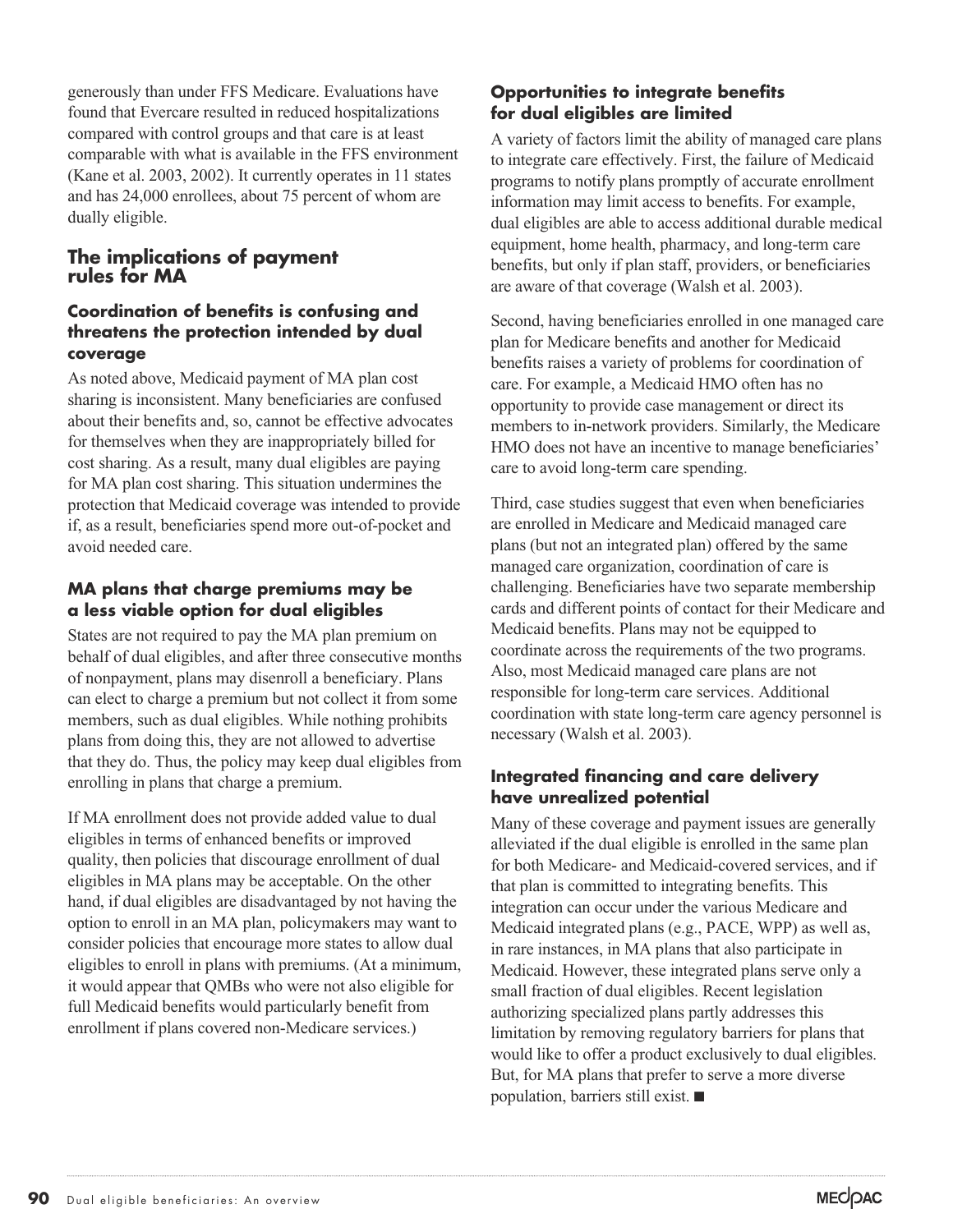generously than under FFS Medicare. Evaluations have found that Evercare resulted in reduced hospitalizations compared with control groups and that care is at least comparable with what is available in the FFS environment (Kane et al. 2003, 2002). It currently operates in 11 states and has 24,000 enrollees, about 75 percent of whom are dually eligible.

## The implications of payment rules for MA

### Coordination of benefits is confusing and threatens the protection intended by dual coverage

As noted above, Medicaid payment of MA plan cost sharing is inconsistent. Many beneficiaries are confused about their benefits and, so, cannot be effective advocates for themselves when they are inappropriately billed for cost sharing. As a result, many dual eligibles are paying for MA plan cost sharing. This situation undermines the protection that Medicaid coverage was intended to provide if, as a result, beneficiaries spend more out-of-pocket and avoid needed care.

### MA plans that charge premiums may be a less viable option for dual eligibles

States are not required to pay the MA plan premium on behalf of dual eligibles, and after three consecutive months of nonpayment, plans may disenroll a beneficiary. Plans can elect to charge a premium but not collect it from some members, such as dual eligibles. While nothing prohibits plans from doing this, they are not allowed to advertise that they do. Thus, the policy may keep dual eligibles from enrolling in plans that charge a premium.

If MA enrollment does not provide added value to dual eligibles in terms of enhanced benefits or improved quality, then policies that discourage enrollment of dual eligibles in MA plans may be acceptable. On the other hand, if dual eligibles are disadvantaged by not having the option to enroll in an MA plan, policymakers may want to consider policies that encourage more states to allow dual eligibles to enroll in plans with premiums. (At a minimum, it would appear that QMBs who were not also eligible for full Medicaid benefits would particularly benefit from enrollment if plans covered non-Medicare services.)

### Opportunities to integrate benefits for dual eligibles are limited

A variety of factors limit the ability of managed care plans to integrate care effectively. First, the failure of Medicaid programs to notify plans promptly of accurate enrollment information may limit access to benefits. For example, dual eligibles are able to access additional durable medical equipment, home health, pharmacy, and long-term care benefits, but only if plan staff, providers, or beneficiaries are aware of that coverage (Walsh et al. 2003).

Second, having beneficiaries enrolled in one managed care plan for Medicare benefits and another for Medicaid benefits raises a variety of problems for coordination of care. For example, a Medicaid HMO often has no opportunity to provide case management or direct its members to in-network providers. Similarly, the Medicare HMO does not have an incentive to manage beneficiaries' care to avoid long-term care spending.

Third, case studies suggest that even when beneficiaries are enrolled in Medicare and Medicaid managed care plans (but not an integrated plan) offered by the same managed care organization, coordination of care is challenging. Beneficiaries have two separate membership cards and different points of contact for their Medicare and Medicaid benefits. Plans may not be equipped to coordinate across the requirements of the two programs. Also, most Medicaid managed care plans are not responsible for long-term care services. Additional coordination with state long-term care agency personnel is necessary (Walsh et al. 2003).

### Integrated financing and care delivery have unrealized potential

Many of these coverage and payment issues are generally alleviated if the dual eligible is enrolled in the same plan for both Medicare- and Medicaid-covered services, and if that plan is committed to integrating benefits. This integration can occur under the various Medicare and Medicaid integrated plans (e.g., PACE, WPP) as well as, in rare instances, in MA plans that also participate in Medicaid. However, these integrated plans serve only a small fraction of dual eligibles. Recent legislation authorizing specialized plans partly addresses this limitation by removing regulatory barriers for plans that would like to offer a product exclusively to dual eligibles. But, for MA plans that prefer to serve a more diverse population, barriers still exist. ■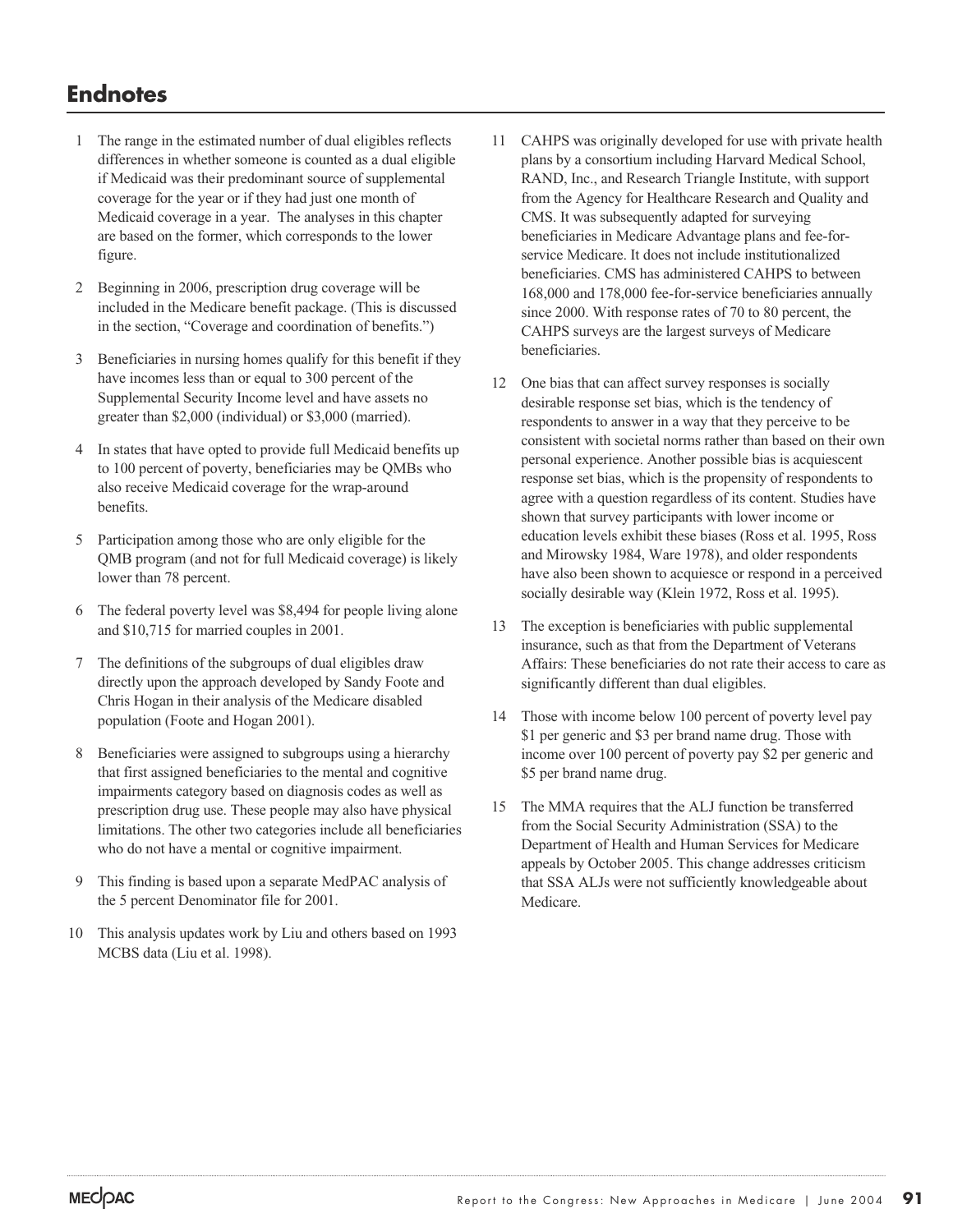# Endnotes

1 The range in the estimated number of dual eligibles reflects differences in whether someone is counted as a dual eligible if Medicaid was their predominant source of supplemental coverage for the year or if they had just one month of Medicaid coverage in a year. The analyses in this chapter are based on the former, which corresponds to the lower figure.

2 Beginning in 2006, prescription drug coverage will be included in the Medicare benefit package. (This is discussed in the section, "Coverage and coordination of benefits.")

3 Beneficiaries in nursing homes qualify for this benefit if they have incomes less than or equal to 300 percent of the Supplemental Security Income level and have assets no greater than $2,000 (individual) or $3,000 (married).

4 In states that have opted to provide full Medicaid benefits up to 100 percent of poverty, beneficiaries may be QMBs who also receive Medicaid coverage for the wrap-around benefits.

5 Participation among those who are only eligible for the QMB program (and not for full Medicaid coverage) is likely lower than 78 percent.

6 The federal poverty level was $8,494 for people living alone and $10,715 for married couples in 2001.

7 The definitions of the subgroups of dual eligibles draw directly upon the approach developed by Sandy Foote and Chris Hogan in their analysis of the Medicare disabled population (Foote and Hogan 2001).

8 Beneficiaries were assigned to subgroups using a hierarchy that first assigned beneficiaries to the mental and cognitive impairments category based on diagnosis codes as well as prescription drug use. These people may also have physical limitations. The other two categories include all beneficiaries who do not have a mental or cognitive impairment.

9 This finding is based upon a separate MedPAC analysis of the 5 percent Denominator file for 2001.

10 This analysis updates work by Liu and others based on 1993 MCBS data (Liu et al. 1998).

11 CAHPS was originally developed for use with private health plans by a consortium including Harvard Medical School, RAND, Inc., and Research Triangle Institute, with support from the Agency for Healthcare Research and Quality and CMS. It was subsequently adapted for surveying beneficiaries in Medicare Advantage plans and fee-for-service Medicare. It does not include institutionalized beneficiaries. CMS has administered CAHPS to between 168,000 and 178,000 fee-for-service beneficiaries annually since 2000. With response rates of 70 to 80 percent, the CAHPS surveys are the largest surveys of Medicare beneficiaries.

12 One bias that can affect survey responses is socially desirable response set bias, which is the tendency of respondents to answer in a way that they perceive to be consistent with societal norms rather than based on their own personal experience. Another possible bias is acquiescent response set bias, which is the propensity of respondents to agree with a question regardless of its content. Studies have shown that survey participants with lower income or education levels exhibit these biases (Ross et al. 1995, Ross and Mirowsky 1984, Ware 1978), and older respondents have also been shown to acquiesce or respond in a perceived socially desirable way (Klein 1972, Ross et al. 1995).

13 The exception is beneficiaries with public supplemental insurance, such as that from the Department of Veterans Affairs: These beneficiaries do not rate their access to care as significantly different than dual eligibles.

14 Those with income below 100 percent of poverty level pay $1 per generic and $3 per brand name drug. Those with income over 100 percent of poverty pay $2 per generic and $5 per brand name drug.

15 The MMA requires that the ALJ function be transferred from the Social Security Administration (SSA) to the Department of Health and Human Services for Medicare appeals by October 2005. This change addresses criticism that SSA ALJs were not sufficiently knowledgeable about Medicare.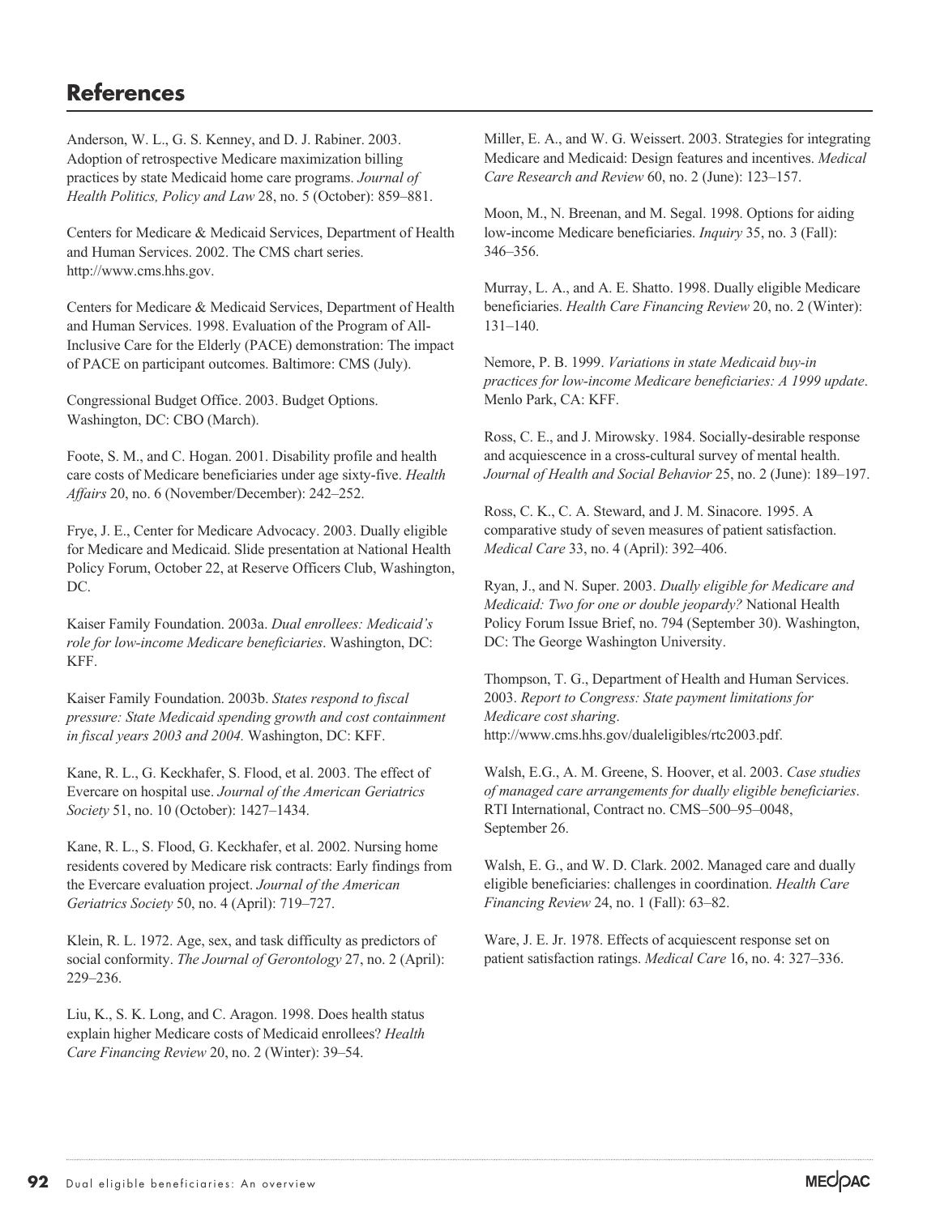# References

Anderson, W. L., G. S. Kenney, and D. J. Rabiner. 2003. Adoption of retrospective Medicare maximization billing practices by state Medicaid home care programs. *Journal of Health Politics, Policy and Law* 28, no. 5 (October): 859–881.

Centers for Medicare & Medicaid Services, Department of Health and Human Services. 2002. The CMS chart series. http://www.cms.hhs.gov.

Centers for Medicare & Medicaid Services, Department of Health and Human Services. 1998. Evaluation of the Program of All-Inclusive Care for the Elderly (PACE) demonstration: The impact of PACE on participant outcomes. Baltimore: CMS (July).

Congressional Budget Office. 2003. Budget Options. Washington, DC: CBO (March).

Foote, S. M., and C. Hogan. 2001. Disability profile and health care costs of Medicare beneficiaries under age sixty-five. *Health Affairs* 20, no. 6 (November/December): 242–252.

Frye, J. E., Center for Medicare Advocacy. 2003. Dually eligible for Medicare and Medicaid. Slide presentation at National Health Policy Forum, October 22, at Reserve Officers Club, Washington, DC.

Kaiser Family Foundation. 2003a. *Dual enrollees: Medicaid's role for low-income Medicare beneficiaries*. Washington, DC: KFF.

Kaiser Family Foundation. 2003b. *States respond to fiscal pressure: State Medicaid spending growth and cost containment in fiscal years 2003 and 2004.* Washington, DC: KFF.

Kane, R. L., G. Keckhafer, S. Flood, et al. 2003. The effect of Evercare on hospital use. *Journal of the American Geriatrics Society* 51, no. 10 (October): 1427–1434.

Kane, R. L., S. Flood, G. Keckhafer, et al. 2002. Nursing home residents covered by Medicare risk contracts: Early findings from the Evercare evaluation project. *Journal of the American Geriatrics Society* 50, no. 4 (April): 719–727.

Klein, R. L. 1972. Age, sex, and task difficulty as predictors of social conformity. *The Journal of Gerontology* 27, no. 2 (April): 229–236.

Liu, K., S. K. Long, and C. Aragon. 1998. Does health status explain higher Medicare costs of Medicaid enrollees? *Health Care Financing Review* 20, no. 2 (Winter): 39–54.

Miller, E. A., and W. G. Weissert. 2003. Strategies for integrating Medicare and Medicaid: Design features and incentives. *Medical Care Research and Review* 60, no. 2 (June): 123–157.

Moon, M., N. Breenan, and M. Segal. 1998. Options for aiding low-income Medicare beneficiaries. *Inquiry* 35, no. 3 (Fall): 346–356.

Murray, L. A., and A. E. Shatto. 1998. Dually eligible Medicare beneficiaries. *Health Care Financing Review* 20, no. 2 (Winter): 131–140.

Nemore, P. B. 1999. *Variations in state Medicaid buy-in practices for low-income Medicare beneficiaries: A 1999 update*. Menlo Park, CA: KFF.

Ross, C. E., and J. Mirowsky. 1984. Socially-desirable response and acquiescence in a cross-cultural survey of mental health. *Journal of Health and Social Behavior* 25, no. 2 (June): 189–197.

Ross, C. K., C. A. Steward, and J. M. Sinacore. 1995. A comparative study of seven measures of patient satisfaction. *Medical Care* 33, no. 4 (April): 392–406.

Ryan, J., and N. Super. 2003. *Dually eligible for Medicare and Medicaid: Two for one or double jeopardy?* National Health Policy Forum Issue Brief, no. 794 (September 30). Washington, DC: The George Washington University.

Thompson, T. G., Department of Health and Human Services. 2003. *Report to Congress: State payment limitations for Medicare cost sharing*. http://www.cms.hhs.gov/dualeligibles/rtc2003.pdf.

Walsh, E.G., A. M. Greene, S. Hoover, et al. 2003. *Case studies of managed care arrangements for dually eligible beneficiaries*. RTI International, Contract no. CMS–500–95–0048, September 26.

Walsh, E. G., and W. D. Clark. 2002. Managed care and dually eligible beneficiaries: challenges in coordination. *Health Care Financing Review* 24, no. 1 (Fall): 63–82.

Ware, J. E. Jr. 1978. Effects of acquiescent response set on patient satisfaction ratings. *Medical Care* 16, no. 4: 327–336.